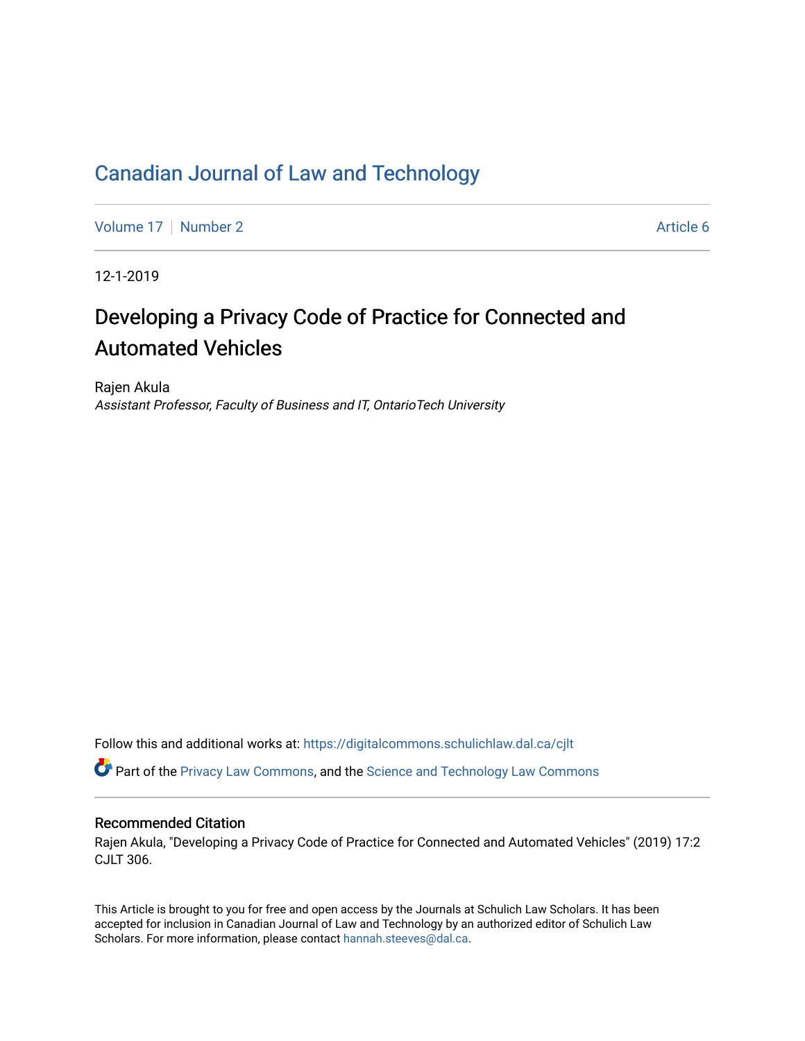# Canadian Journal of Law and Technology

Volume 17 | Number 2 | Article 6

12-1-2019

## Developing a Privacy Code of Practice for Connected and Automated Vehicles

Rajen Akula
*Assistant Professor, Faculty of Business and IT, OntarioTech University*

Follow this and additional works at: https://digitalcommons.schulichlaw.dal.ca/cjlt

Part of the Privacy Law Commons, and the Science and Technology Law Commons

### Recommended Citation

Rajen Akula, "Developing a Privacy Code of Practice for Connected and Automated Vehicles" (2019) 17:2 CJLT 306.

This Article is brought to you for free and open access by the Journals at Schulich Law Scholars. It has been accepted for inclusion in Canadian Journal of Law and Technology by an authorized editor of Schulich Law Scholars. For more information, please contact hannah.steeves@dal.ca.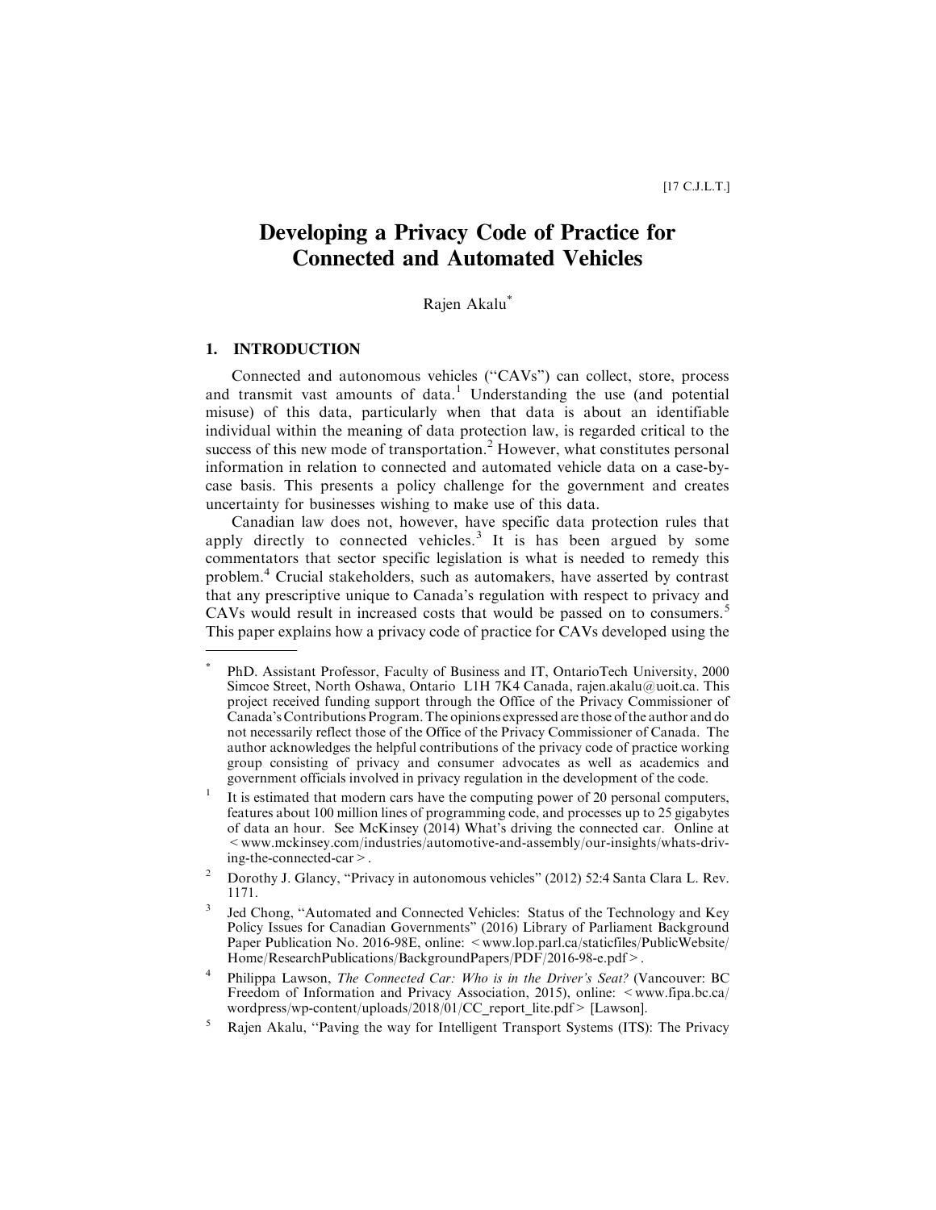# Developing a Privacy Code of Practice for Connected and Automated Vehicles

Rajen Akalu*

## 1. INTRODUCTION

Connected and autonomous vehicles ("CAVs") can collect, store, process and transmit vast amounts of data.[1] Understanding the use (and potential misuse) of this data, particularly when that data is about an identifiable individual within the meaning of data protection law, is regarded critical to the success of this new mode of transportation.[2] However, what constitutes personal information in relation to connected and automated vehicle data on a case-by-case basis. This presents a policy challenge for the government and creates uncertainty for businesses wishing to make use of this data.

Canadian law does not, however, have specific data protection rules that apply directly to connected vehicles.[3] It is has been argued by some commentators that sector specific legislation is what is needed to remedy this problem.[4] Crucial stakeholders, such as automakers, have asserted by contrast that any prescriptive unique to Canada's regulation with respect to privacy and CAVs would result in increased costs that would be passed on to consumers.[5] This paper explains how a privacy code of practice for CAVs developed using the

---

\* PhD. Assistant Professor, Faculty of Business and IT, OntarioTech University, 2000 Simcoe Street, North Oshawa, Ontario L1H 7K4 Canada, rajen.akalu@uoit.ca. This project received funding support through the Office of the Privacy Commissioner of Canada's Contributions Program. The opinions expressed are those of the author and do not necessarily reflect those of the Office of the Privacy Commissioner of Canada. The author acknowledges the helpful contributions of the privacy code of practice working group consisting of privacy and consumer advocates as well as academics and government officials involved in privacy regulation in the development of the code.

[1] It is estimated that modern cars have the computing power of 20 personal computers, features about 100 million lines of programming code, and processes up to 25 gigabytes of data an hour. See McKinsey (2014) What's driving the connected car. Online at < www.mckinsey.com/industries/automotive-and-assembly/our-insights/whats-driving-the-connected-car >.

[2] Dorothy J. Glancy, "Privacy in autonomous vehicles" (2012) 52:4 Santa Clara L. Rev. 1171.

[3] Jed Chong, "Automated and Connected Vehicles: Status of the Technology and Key Policy Issues for Canadian Governments" (2016) Library of Parliament Background Paper Publication No. 2016-98E, online: < www.lop.parl.ca/staticfiles/PublicWebsite/Home/ResearchPublications/BackgroundPapers/PDF/2016-98-e.pdf >.

[4] Philippa Lawson, *The Connected Car: Who is in the Driver's Seat?* (Vancouver: BC Freedom of Information and Privacy Association, 2015), online: < www.fipa.bc.ca/wordpress/wp-content/uploads/2018/01/CC_report_lite.pdf > [Lawson].

[5] Rajen Akalu, "Paving the way for Intelligent Transport Systems (ITS): The Privacy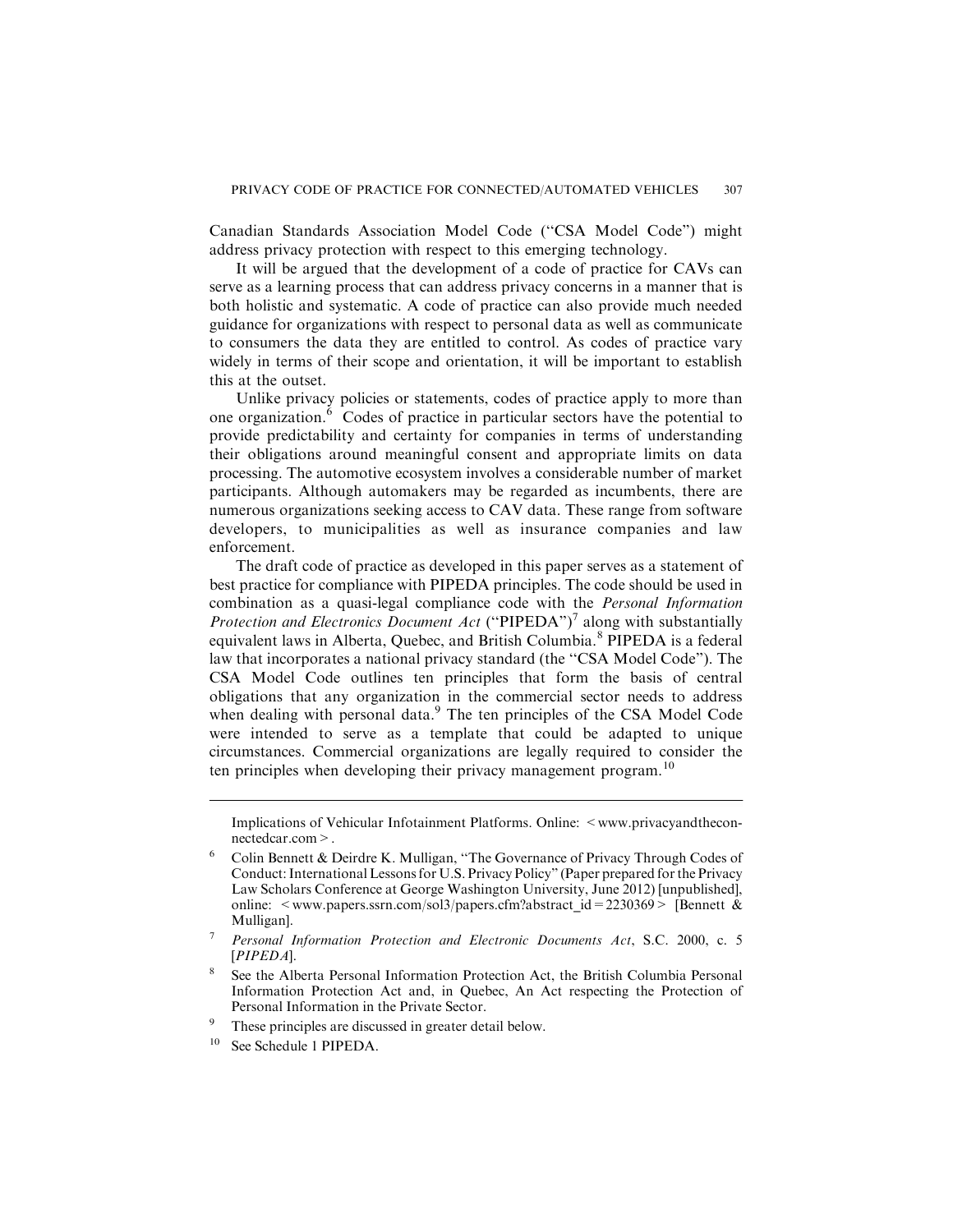Canadian Standards Association Model Code ("CSA Model Code") might address privacy protection with respect to this emerging technology.

It will be argued that the development of a code of practice for CAVs can serve as a learning process that can address privacy concerns in a manner that is both holistic and systematic. A code of practice can also provide much needed guidance for organizations with respect to personal data as well as communicate to consumers the data they are entitled to control. As codes of practice vary widely in terms of their scope and orientation, it will be important to establish this at the outset.

Unlike privacy policies or statements, codes of practice apply to more than one organization.[6] Codes of practice in particular sectors have the potential to provide predictability and certainty for companies in terms of understanding their obligations around meaningful consent and appropriate limits on data processing. The automotive ecosystem involves a considerable number of market participants. Although automakers may be regarded as incumbents, there are numerous organizations seeking access to CAV data. These range from software developers, to municipalities as well as insurance companies and law enforcement.

The draft code of practice as developed in this paper serves as a statement of best practice for compliance with PIPEDA principles. The code should be used in combination as a quasi-legal compliance code with the *Personal Information Protection and Electronics Document Act* ("PIPEDA")[7] along with substantially equivalent laws in Alberta, Quebec, and British Columbia.[8] PIPEDA is a federal law that incorporates a national privacy standard (the "CSA Model Code"). The CSA Model Code outlines ten principles that form the basis of central obligations that any organization in the commercial sector needs to address when dealing with personal data.[9] The ten principles of the CSA Model Code were intended to serve as a template that could be adapted to unique circumstances. Commercial organizations are legally required to consider the ten principles when developing their privacy management program.[10]

---

Implications of Vehicular Infotainment Platforms. Online: < www.privacyandtheconnectedcar.com >.

[6] Colin Bennett & Deirdre K. Mulligan, "The Governance of Privacy Through Codes of Conduct: International Lessons for U.S. Privacy Policy" (Paper prepared for the Privacy Law Scholars Conference at George Washington University, June 2012) [unpublished], online: < www.papers.ssrn.com/sol3/papers.cfm?abstract_id = 2230369 > [Bennett & Mulligan].

[7] *Personal Information Protection and Electronic Documents Act*, S.C. 2000, c. 5 [*PIPEDA*].

[8] See the Alberta Personal Information Protection Act, the British Columbia Personal Information Protection Act and, in Quebec, An Act respecting the Protection of Personal Information in the Private Sector.

[9] These principles are discussed in greater detail below.

[10] See Schedule 1 PIPEDA.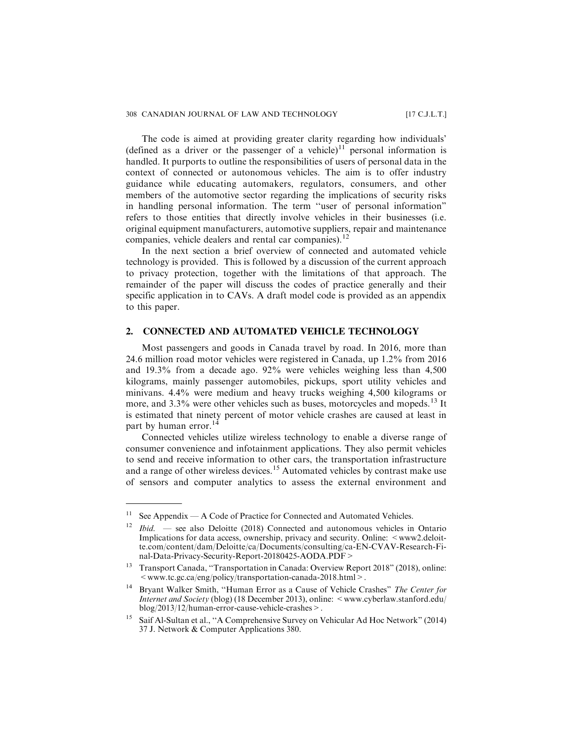The code is aimed at providing greater clarity regarding how individuals' (defined as a driver or the passenger of a vehicle)[11] personal information is handled. It purports to outline the responsibilities of users of personal data in the context of connected or autonomous vehicles. The aim is to offer industry guidance while educating automakers, regulators, consumers, and other members of the automotive sector regarding the implications of security risks in handling personal information. The term "user of personal information" refers to those entities that directly involve vehicles in their businesses (i.e. original equipment manufacturers, automotive suppliers, repair and maintenance companies, vehicle dealers and rental car companies).[12]

In the next section a brief overview of connected and automated vehicle technology is provided. This is followed by a discussion of the current approach to privacy protection, together with the limitations of that approach. The remainder of the paper will discuss the codes of practice generally and their specific application in to CAVs. A draft model code is provided as an appendix to this paper.

## 2. CONNECTED AND AUTOMATED VEHICLE TECHNOLOGY

Most passengers and goods in Canada travel by road. In 2016, more than 24.6 million road motor vehicles were registered in Canada, up 1.2% from 2016 and 19.3% from a decade ago. 92% were vehicles weighing less than 4,500 kilograms, mainly passenger automobiles, pickups, sport utility vehicles and minivans. 4.4% were medium and heavy trucks weighing 4,500 kilograms or more, and 3.3% were other vehicles such as buses, motorcycles and mopeds.[13] It is estimated that ninety percent of motor vehicle crashes are caused at least in part by human error.[14]

Connected vehicles utilize wireless technology to enable a diverse range of consumer convenience and infotainment applications. They also permit vehicles to send and receive information to other cars, the transportation infrastructure and a range of other wireless devices.[15] Automated vehicles by contrast make use of sensors and computer analytics to assess the external environment and

---

[11] See Appendix — A Code of Practice for Connected and Automated Vehicles.

[12] *Ibid.* — see also Deloitte (2018) Connected and autonomous vehicles in Ontario Implications for data access, ownership, privacy and security. Online: < www2.deloitte.com/content/dam/Deloitte/ca/Documents/consulting/ca-EN-CVAV-Research-Final-Data-Privacy-Security-Report-20180425-AODA.PDF >

[13] Transport Canada, "Transportation in Canada: Overview Report 2018" (2018), online: < www.tc.gc.ca/eng/policy/transportation-canada-2018.html >.

[14] Bryant Walker Smith, "Human Error as a Cause of Vehicle Crashes" *The Center for Internet and Society* (blog) (18 December 2013), online: < www.cyberlaw.stanford.edu/blog/2013/12/human-error-cause-vehicle-crashes >.

[15] Saif Al-Sultan et al., "A Comprehensive Survey on Vehicular Ad Hoc Network" (2014) 37 J. Network & Computer Applications 380.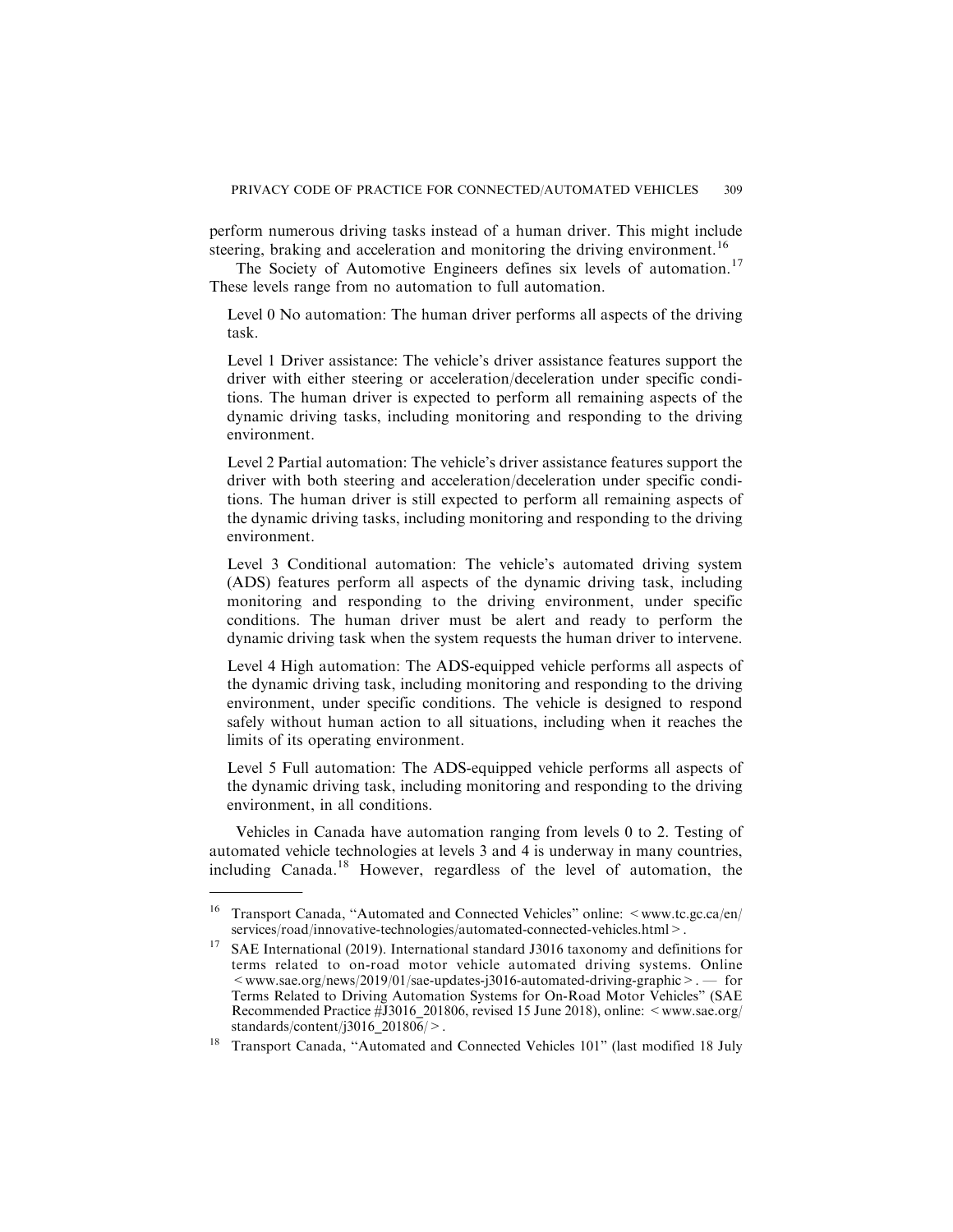perform numerous driving tasks instead of a human driver. This might include steering, braking and acceleration and monitoring the driving environment.[16]

The Society of Automotive Engineers defines six levels of automation.[17] These levels range from no automation to full automation.

Level 0 No automation: The human driver performs all aspects of the driving task.

Level 1 Driver assistance: The vehicle's driver assistance features support the driver with either steering or acceleration/deceleration under specific conditions. The human driver is expected to perform all remaining aspects of the dynamic driving tasks, including monitoring and responding to the driving environment.

Level 2 Partial automation: The vehicle's driver assistance features support the driver with both steering and acceleration/deceleration under specific conditions. The human driver is still expected to perform all remaining aspects of the dynamic driving tasks, including monitoring and responding to the driving environment.

Level 3 Conditional automation: The vehicle's automated driving system (ADS) features perform all aspects of the dynamic driving task, including monitoring and responding to the driving environment, under specific conditions. The human driver must be alert and ready to perform the dynamic driving task when the system requests the human driver to intervene.

Level 4 High automation: The ADS-equipped vehicle performs all aspects of the dynamic driving task, including monitoring and responding to the driving environment, under specific conditions. The vehicle is designed to respond safely without human action to all situations, including when it reaches the limits of its operating environment.

Level 5 Full automation: The ADS-equipped vehicle performs all aspects of the dynamic driving task, including monitoring and responding to the driving environment, in all conditions.

Vehicles in Canada have automation ranging from levels 0 to 2. Testing of automated vehicle technologies at levels 3 and 4 is underway in many countries, including Canada.[18] However, regardless of the level of automation, the

---

[16] Transport Canada, "Automated and Connected Vehicles" online: < www.tc.gc.ca/en/services/road/innovative-technologies/automated-connected-vehicles.html >.

[17] SAE International (2019). International standard J3016 taxonomy and definitions for terms related to on-road motor vehicle automated driving systems. Online < www.sae.org/news/2019/01/sae-updates-j3016-automated-driving-graphic >. — for Terms Related to Driving Automation Systems for On-Road Motor Vehicles" (SAE Recommended Practice #J3016_201806, revised 15 June 2018), online: < www.sae.org/standards/content/j3016_201806/ >.

[18] Transport Canada, "Automated and Connected Vehicles 101" (last modified 18 July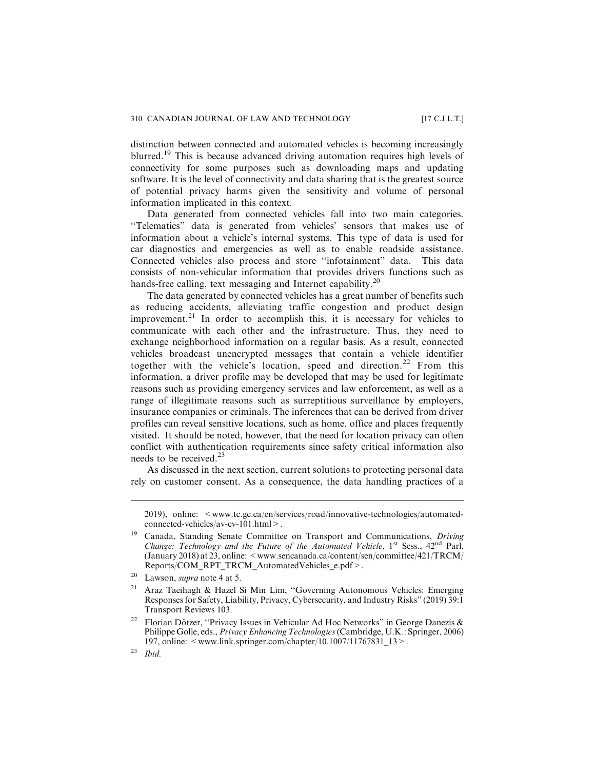distinction between connected and automated vehicles is becoming increasingly blurred.[19] This is because advanced driving automation requires high levels of connectivity for some purposes such as downloading maps and updating software. It is the level of connectivity and data sharing that is the greatest source of potential privacy harms given the sensitivity and volume of personal information implicated in this context.

Data generated from connected vehicles fall into two main categories. "Telematics" data is generated from vehicles' sensors that makes use of information about a vehicle's internal systems. This type of data is used for car diagnostics and emergencies as well as to enable roadside assistance. Connected vehicles also process and store "infotainment" data. This data consists of non-vehicular information that provides drivers functions such as hands-free calling, text messaging and Internet capability.[20]

The data generated by connected vehicles has a great number of benefits such as reducing accidents, alleviating traffic congestion and product design improvement.[21] In order to accomplish this, it is necessary for vehicles to communicate with each other and the infrastructure. Thus, they need to exchange neighborhood information on a regular basis. As a result, connected vehicles broadcast unencrypted messages that contain a vehicle identifier together with the vehicle's location, speed and direction.[22] From this information, a driver profile may be developed that may be used for legitimate reasons such as providing emergency services and law enforcement, as well as a range of illegitimate reasons such as surreptitious surveillance by employers, insurance companies or criminals. The inferences that can be derived from driver profiles can reveal sensitive locations, such as home, office and places frequently visited. It should be noted, however, that the need for location privacy can often conflict with authentication requirements since safety critical information also needs to be received.[23]

As discussed in the next section, current solutions to protecting personal data rely on customer consent. As a consequence, the data handling practices of a

---

2019), online: < www.tc.gc.ca/en/services/road/innovative-technologies/automated-connected-vehicles/av-cv-101.html > .

[19] Canada, Standing Senate Committee on Transport and Communications, *Driving Change: Technology and the Future of the Automated Vehicle*, 1st Sess., 42nd Parl. (January 2018) at 23, online: < www.sencanada.ca/content/sen/committee/421/TRCM/Reports/COM_RPT_TRCM_AutomatedVehicles_e.pdf > .

[20] Lawson, *supra* note 4 at 5.

[21] Araz Taeihagh & Hazel Si Min Lim, "Governing Autonomous Vehicles: Emerging Responses for Safety, Liability, Privacy, Cybersecurity, and Industry Risks" (2019) 39:1 Transport Reviews 103.

[22] Florian Dötzer, "Privacy Issues in Vehicular Ad Hoc Networks" in George Danezis & Philippe Golle, eds., *Privacy Enhancing Technologies* (Cambridge, U.K.: Springer, 2006) 197, online: < www.link.springer.com/chapter/10.1007/11767831_13 > .

[23] *Ibid.*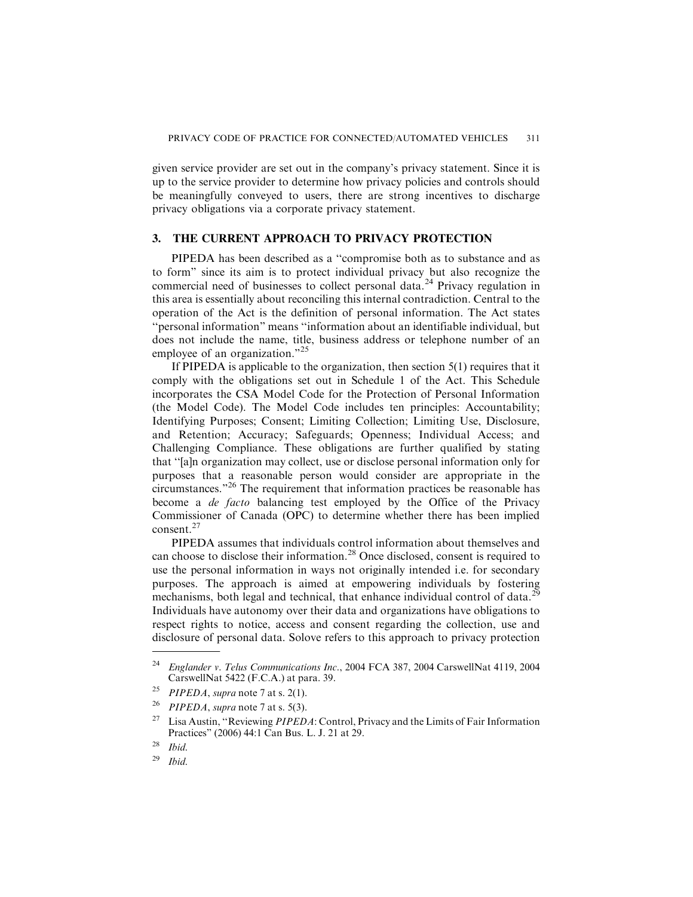given service provider are set out in the company's privacy statement. Since it is up to the service provider to determine how privacy policies and controls should be meaningfully conveyed to users, there are strong incentives to discharge privacy obligations via a corporate privacy statement.

## 3. THE CURRENT APPROACH TO PRIVACY PROTECTION

PIPEDA has been described as a "compromise both as to substance and as to form" since its aim is to protect individual privacy but also recognize the commercial need of businesses to collect personal data.[24] Privacy regulation in this area is essentially about reconciling this internal contradiction. Central to the operation of the Act is the definition of personal information. The Act states "personal information" means "information about an identifiable individual, but does not include the name, title, business address or telephone number of an employee of an organization."[25]

If PIPEDA is applicable to the organization, then section 5(1) requires that it comply with the obligations set out in Schedule 1 of the Act. This Schedule incorporates the CSA Model Code for the Protection of Personal Information (the Model Code). The Model Code includes ten principles: Accountability; Identifying Purposes; Consent; Limiting Collection; Limiting Use, Disclosure, and Retention; Accuracy; Safeguards; Openness; Individual Access; and Challenging Compliance. These obligations are further qualified by stating that "[a]n organization may collect, use or disclose personal information only for purposes that a reasonable person would consider are appropriate in the circumstances."[26] The requirement that information practices be reasonable has become a *de facto* balancing test employed by the Office of the Privacy Commissioner of Canada (OPC) to determine whether there has been implied consent.[27]

PIPEDA assumes that individuals control information about themselves and can choose to disclose their information.[28] Once disclosed, consent is required to use the personal information in ways not originally intended i.e. for secondary purposes. The approach is aimed at empowering individuals by fostering mechanisms, both legal and technical, that enhance individual control of data.[29] Individuals have autonomy over their data and organizations have obligations to respect rights to notice, access and consent regarding the collection, use and disclosure of personal data. Solove refers to this approach to privacy protection

---

[24] *Englander v. Telus Communications Inc.*, 2004 FCA 387, 2004 CarswellNat 4119, 2004 CarswellNat 5422 (F.C.A.) at para. 39.

[25] *PIPEDA*, *supra* note 7 at s. 2(1).

[26] *PIPEDA*, *supra* note 7 at s. 5(3).

[27] Lisa Austin, "Reviewing *PIPEDA*: Control, Privacy and the Limits of Fair Information Practices" (2006) 44:1 Can Bus. L. J. 21 at 29.

[28] *Ibid.*

[29] *Ibid.*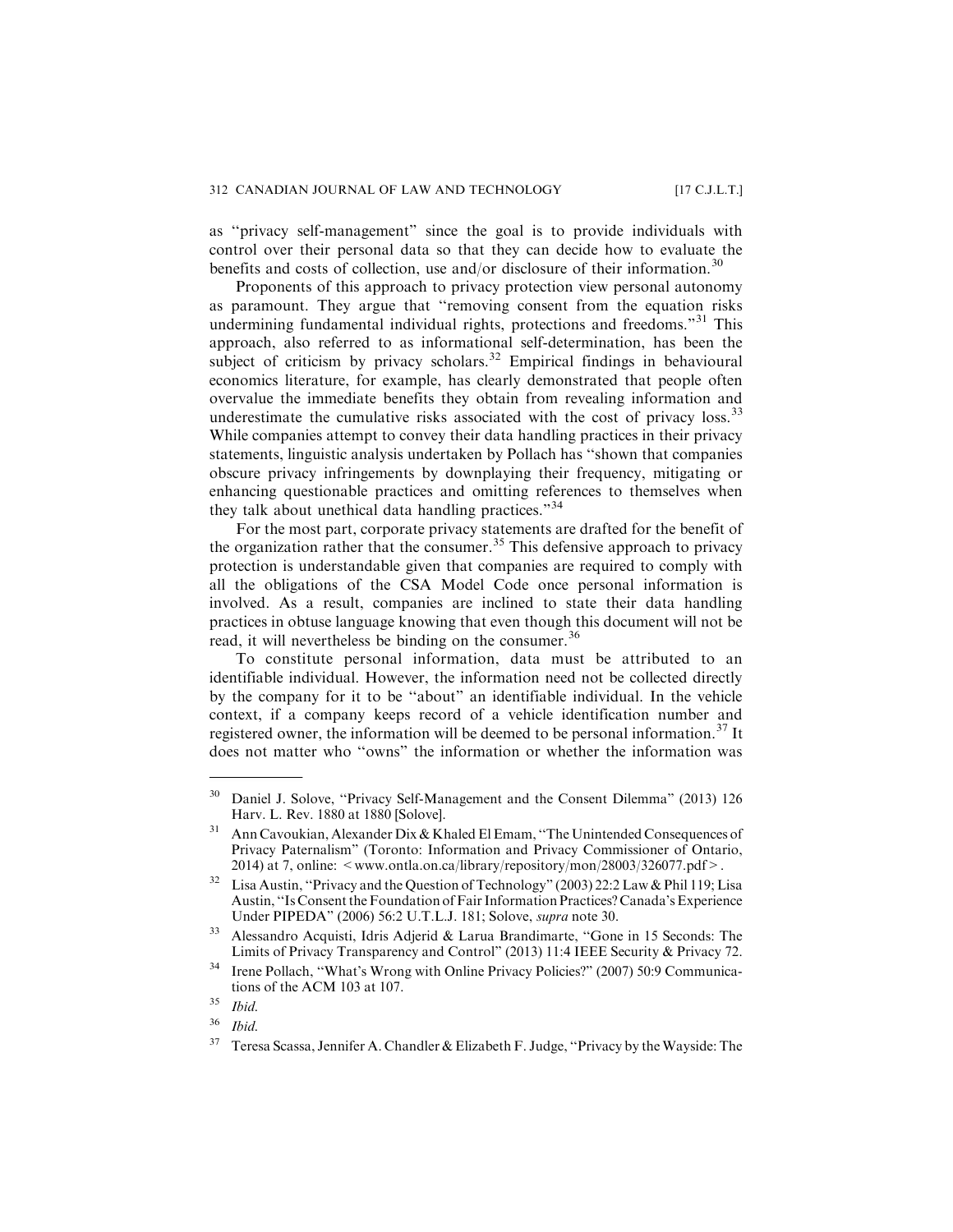as "privacy self-management" since the goal is to provide individuals with control over their personal data so that they can decide how to evaluate the benefits and costs of collection, use and/or disclosure of their information.[30]

Proponents of this approach to privacy protection view personal autonomy as paramount. They argue that "removing consent from the equation risks undermining fundamental individual rights, protections and freedoms."[31] This approach, also referred to as informational self-determination, has been the subject of criticism by privacy scholars.[32] Empirical findings in behavioural economics literature, for example, has clearly demonstrated that people often overvalue the immediate benefits they obtain from revealing information and underestimate the cumulative risks associated with the cost of privacy loss.[33] While companies attempt to convey their data handling practices in their privacy statements, linguistic analysis undertaken by Pollach has "shown that companies obscure privacy infringements by downplaying their frequency, mitigating or enhancing questionable practices and omitting references to themselves when they talk about unethical data handling practices."[34]

For the most part, corporate privacy statements are drafted for the benefit of the organization rather that the consumer.[35] This defensive approach to privacy protection is understandable given that companies are required to comply with all the obligations of the CSA Model Code once personal information is involved. As a result, companies are inclined to state their data handling practices in obtuse language knowing that even though this document will not be read, it will nevertheless be binding on the consumer.[36]

To constitute personal information, data must be attributed to an identifiable individual. However, the information need not be collected directly by the company for it to be "about" an identifiable individual. In the vehicle context, if a company keeps record of a vehicle identification number and registered owner, the information will be deemed to be personal information.[37] It does not matter who "owns" the information or whether the information was

---

[30] Daniel J. Solove, "Privacy Self-Management and the Consent Dilemma" (2013) 126 Harv. L. Rev. 1880 at 1880 [Solove].

[31] Ann Cavoukian, Alexander Dix & Khaled El Emam, "The Unintended Consequences of Privacy Paternalism" (Toronto: Information and Privacy Commissioner of Ontario, 2014) at 7, online: < www.ontla.on.ca/library/repository/mon/28003/326077.pdf > .

[32] Lisa Austin, "Privacy and the Question of Technology" (2003) 22:2 Law & Phil 119; Lisa Austin, "Is Consent the Foundation of Fair Information Practices? Canada's Experience Under PIPEDA" (2006) 56:2 U.T.L.J. 181; Solove, *supra* note 30.

[33] Alessandro Acquisti, Idris Adjerid & Larua Brandimarte, "Gone in 15 Seconds: The Limits of Privacy Transparency and Control" (2013) 11:4 IEEE Security & Privacy 72.

[34] Irene Pollach, "What's Wrong with Online Privacy Policies?" (2007) 50:9 Communications of the ACM 103 at 107.

[35] *Ibid.*

[36] *Ibid.*

[37] Teresa Scassa, Jennifer A. Chandler & Elizabeth F. Judge, "Privacy by the Wayside: The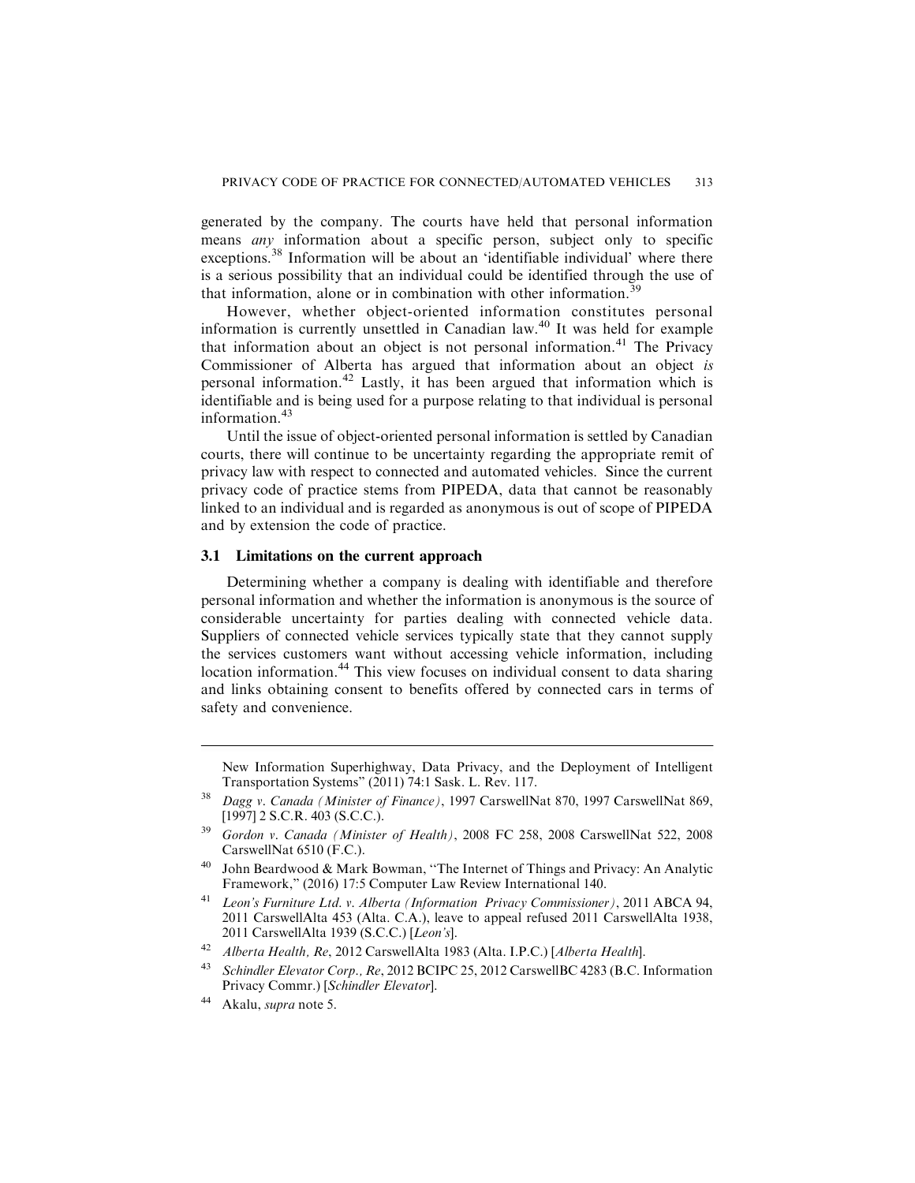generated by the company. The courts have held that personal information means *any* information about a specific person, subject only to specific exceptions.[38] Information will be about an 'identifiable individual' where there is a serious possibility that an individual could be identified through the use of that information, alone or in combination with other information.[39]

However, whether object-oriented information constitutes personal information is currently unsettled in Canadian law.[40] It was held for example that information about an object is not personal information.[41] The Privacy Commissioner of Alberta has argued that information about an object *is* personal information.[42] Lastly, it has been argued that information which is identifiable and is being used for a purpose relating to that individual is personal information.[43]

Until the issue of object-oriented personal information is settled by Canadian courts, there will continue to be uncertainty regarding the appropriate remit of privacy law with respect to connected and automated vehicles. Since the current privacy code of practice stems from PIPEDA, data that cannot be reasonably linked to an individual and is regarded as anonymous is out of scope of PIPEDA and by extension the code of practice.

### 3.1 Limitations on the current approach

Determining whether a company is dealing with identifiable and therefore personal information and whether the information is anonymous is the source of considerable uncertainty for parties dealing with connected vehicle data. Suppliers of connected vehicle services typically state that they cannot supply the services customers want without accessing vehicle information, including location information.[44] This view focuses on individual consent to data sharing and links obtaining consent to benefits offered by connected cars in terms of safety and convenience.

---

New Information Superhighway, Data Privacy, and the Deployment of Intelligent Transportation Systems" (2011) 74:1 Sask. L. Rev. 117.

[38] *Dagg v. Canada (Minister of Finance)*, 1997 CarswellNat 870, 1997 CarswellNat 869, [1997] 2 S.C.R. 403 (S.C.C.).

[39] *Gordon v. Canada (Minister of Health)*, 2008 FC 258, 2008 CarswellNat 522, 2008 CarswellNat 6510 (F.C.).

[40] John Beardwood & Mark Bowman, "The Internet of Things and Privacy: An Analytic Framework," (2016) 17:5 Computer Law Review International 140.

[41] *Leon's Furniture Ltd. v. Alberta (Information Privacy Commissioner)*, 2011 ABCA 94, 2011 CarswellAlta 453 (Alta. C.A.), leave to appeal refused 2011 CarswellAlta 1938, 2011 CarswellAlta 1939 (S.C.C.) [*Leon's*].

[42] *Alberta Health, Re*, 2012 CarswellAlta 1983 (Alta. I.P.C.) [*Alberta Health*].

[43] *Schindler Elevator Corp., Re*, 2012 BCIPC 25, 2012 CarswellBC 4283 (B.C. Information Privacy Commr.) [*Schindler Elevator*].

[44] Akalu, *supra* note 5.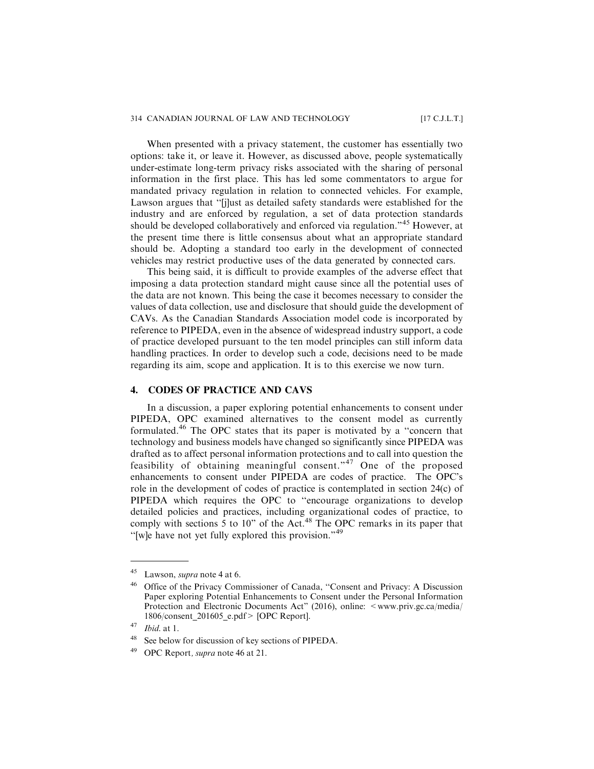When presented with a privacy statement, the customer has essentially two options: take it, or leave it. However, as discussed above, people systematically under-estimate long-term privacy risks associated with the sharing of personal information in the first place. This has led some commentators to argue for mandated privacy regulation in relation to connected vehicles. For example, Lawson argues that "[j]ust as detailed safety standards were established for the industry and are enforced by regulation, a set of data protection standards should be developed collaboratively and enforced via regulation."[45] However, at the present time there is little consensus about what an appropriate standard should be. Adopting a standard too early in the development of connected vehicles may restrict productive uses of the data generated by connected cars.

This being said, it is difficult to provide examples of the adverse effect that imposing a data protection standard might cause since all the potential uses of the data are not known. This being the case it becomes necessary to consider the values of data collection, use and disclosure that should guide the development of CAVs. As the Canadian Standards Association model code is incorporated by reference to PIPEDA, even in the absence of widespread industry support, a code of practice developed pursuant to the ten model principles can still inform data handling practices. In order to develop such a code, decisions need to be made regarding its aim, scope and application. It is to this exercise we now turn.

## 4. CODES OF PRACTICE AND CAVS

In a discussion, a paper exploring potential enhancements to consent under PIPEDA, OPC examined alternatives to the consent model as currently formulated.[46] The OPC states that its paper is motivated by a "concern that technology and business models have changed so significantly since PIPEDA was drafted as to affect personal information protections and to call into question the feasibility of obtaining meaningful consent."[47] One of the proposed enhancements to consent under PIPEDA are codes of practice. The OPC's role in the development of codes of practice is contemplated in section 24(c) of PIPEDA which requires the OPC to "encourage organizations to develop detailed policies and practices, including organizational codes of practice, to comply with sections 5 to 10" of the Act.[48] The OPC remarks in its paper that "[w]e have not yet fully explored this provision."[49]

---

[45] Lawson, *supra* note 4 at 6.

[46] Office of the Privacy Commissioner of Canada, "Consent and Privacy: A Discussion Paper exploring Potential Enhancements to Consent under the Personal Information Protection and Electronic Documents Act" (2016), online: < www.priv.gc.ca/media/1806/consent_201605_e.pdf > [OPC Report].

[47] *Ibid*. at 1.

[48] See below for discussion of key sections of PIPEDA.

[49] OPC Report, *supra* note 46 at 21.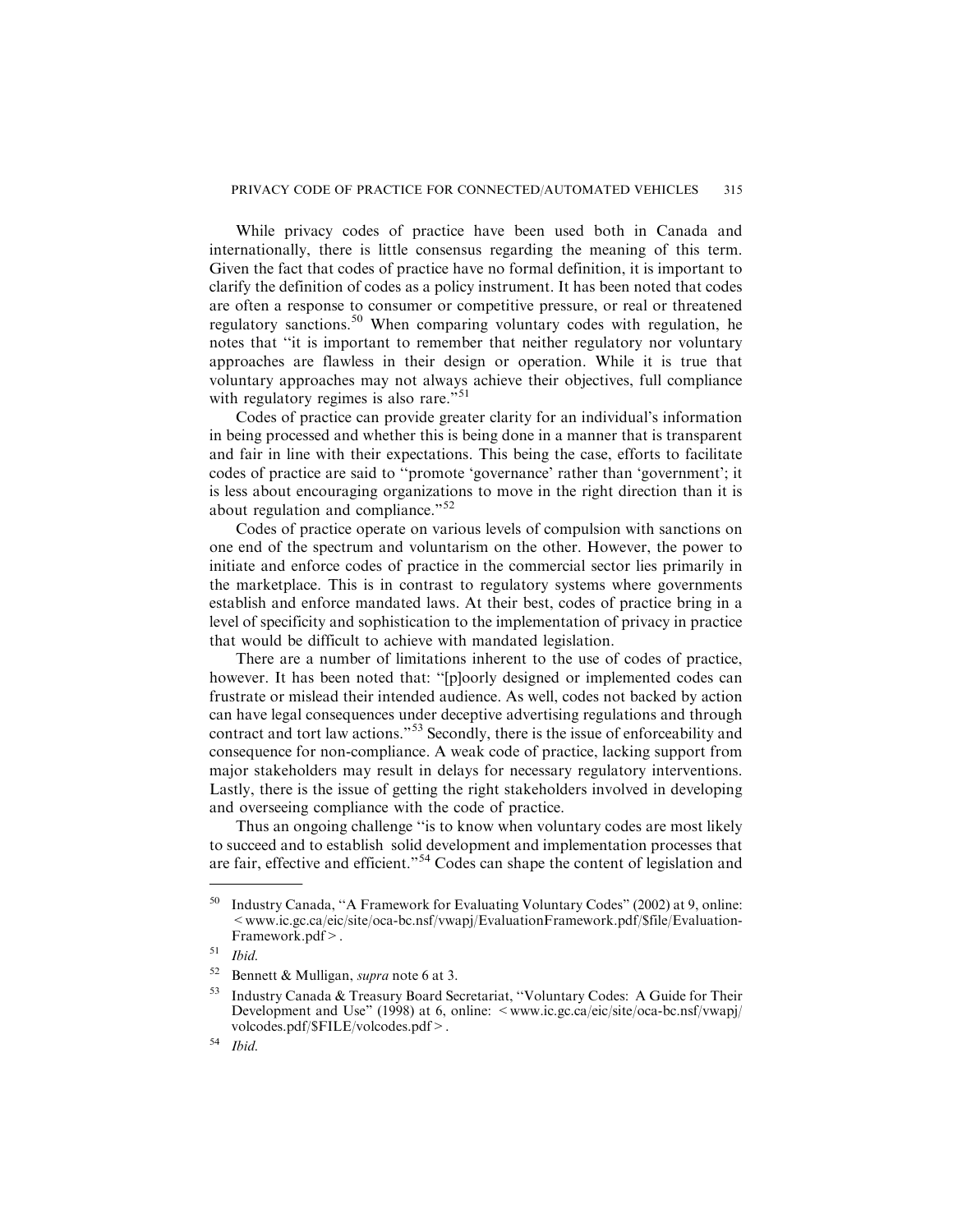While privacy codes of practice have been used both in Canada and internationally, there is little consensus regarding the meaning of this term. Given the fact that codes of practice have no formal definition, it is important to clarify the definition of codes as a policy instrument. It has been noted that codes are often a response to consumer or competitive pressure, or real or threatened regulatory sanctions.[50] When comparing voluntary codes with regulation, he notes that "it is important to remember that neither regulatory nor voluntary approaches are flawless in their design or operation. While it is true that voluntary approaches may not always achieve their objectives, full compliance with regulatory regimes is also rare."[51]

Codes of practice can provide greater clarity for an individual's information in being processed and whether this is being done in a manner that is transparent and fair in line with their expectations. This being the case, efforts to facilitate codes of practice are said to "promote 'governance' rather than 'government'; it is less about encouraging organizations to move in the right direction than it is about regulation and compliance."[52]

Codes of practice operate on various levels of compulsion with sanctions on one end of the spectrum and voluntarism on the other. However, the power to initiate and enforce codes of practice in the commercial sector lies primarily in the marketplace. This is in contrast to regulatory systems where governments establish and enforce mandated laws. At their best, codes of practice bring in a level of specificity and sophistication to the implementation of privacy in practice that would be difficult to achieve with mandated legislation.

There are a number of limitations inherent to the use of codes of practice, however. It has been noted that: "[p]oorly designed or implemented codes can frustrate or mislead their intended audience. As well, codes not backed by action can have legal consequences under deceptive advertising regulations and through contract and tort law actions."[53] Secondly, there is the issue of enforceability and consequence for non-compliance. A weak code of practice, lacking support from major stakeholders may result in delays for necessary regulatory interventions. Lastly, there is the issue of getting the right stakeholders involved in developing and overseeing compliance with the code of practice.

Thus an ongoing challenge "is to know when voluntary codes are most likely to succeed and to establish solid development and implementation processes that are fair, effective and efficient."[54] Codes can shape the content of legislation and

---

[50] Industry Canada, "A Framework for Evaluating Voluntary Codes" (2002) at 9, online: <www.ic.gc.ca/eic/site/oca-bc.nsf/vwapj/EvaluationFramework.pdf/$file/EvaluationFramework.pdf>.

[51] *Ibid.*

[52] Bennett & Mulligan, *supra* note 6 at 3.

[53] Industry Canada & Treasury Board Secretariat, "Voluntary Codes: A Guide for Their Development and Use" (1998) at 6, online: <www.ic.gc.ca/eic/site/oca-bc.nsf/vwapj/volcodes.pdf/$FILE/volcodes.pdf>.

[54] *Ibid.*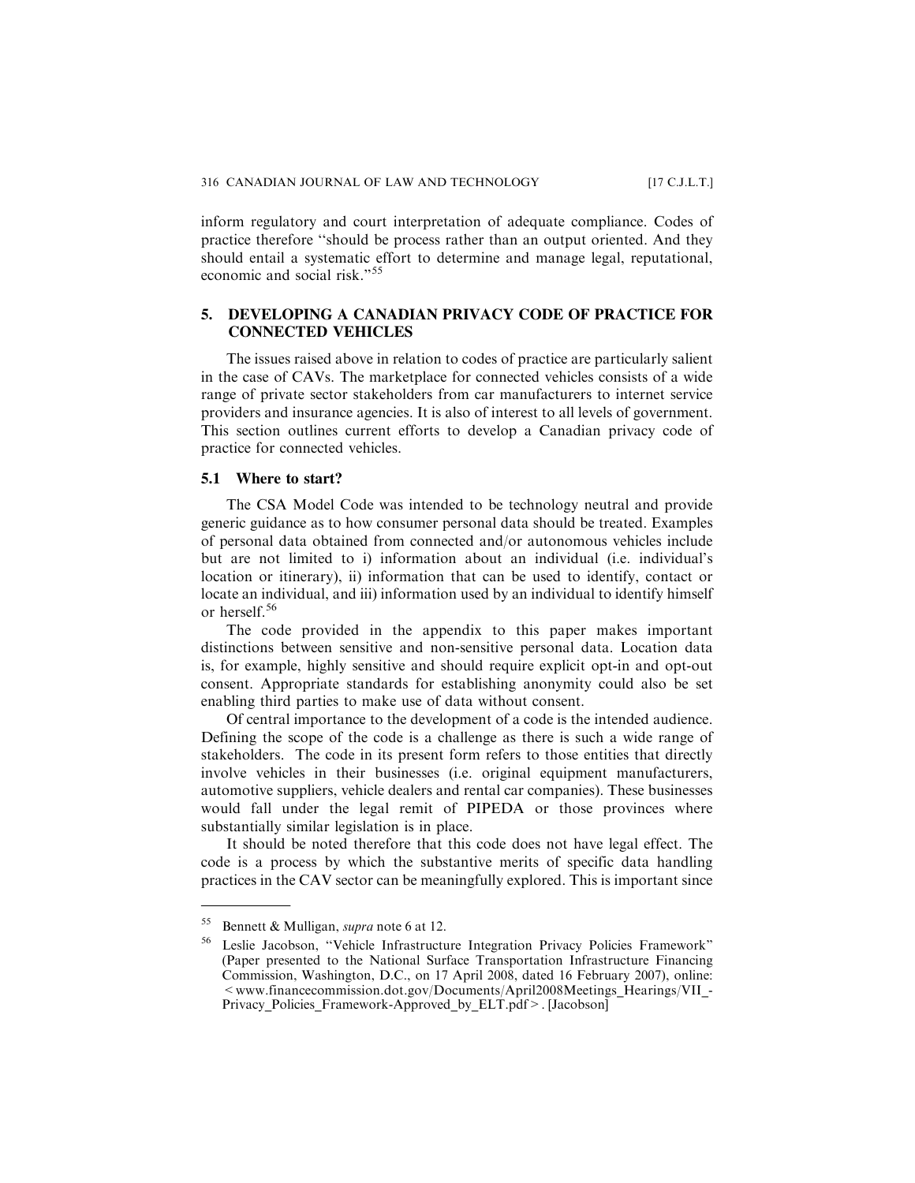inform regulatory and court interpretation of adequate compliance. Codes of practice therefore "should be process rather than an output oriented. And they should entail a systematic effort to determine and manage legal, reputational, economic and social risk."[55]

## 5. DEVELOPING A CANADIAN PRIVACY CODE OF PRACTICE FOR CONNECTED VEHICLES

The issues raised above in relation to codes of practice are particularly salient in the case of CAVs. The marketplace for connected vehicles consists of a wide range of private sector stakeholders from car manufacturers to internet service providers and insurance agencies. It is also of interest to all levels of government. This section outlines current efforts to develop a Canadian privacy code of practice for connected vehicles.

### 5.1 Where to start?

The CSA Model Code was intended to be technology neutral and provide generic guidance as to how consumer personal data should be treated. Examples of personal data obtained from connected and/or autonomous vehicles include but are not limited to i) information about an individual (i.e. individual's location or itinerary), ii) information that can be used to identify, contact or locate an individual, and iii) information used by an individual to identify himself or herself.[56]

The code provided in the appendix to this paper makes important distinctions between sensitive and non-sensitive personal data. Location data is, for example, highly sensitive and should require explicit opt-in and opt-out consent. Appropriate standards for establishing anonymity could also be set enabling third parties to make use of data without consent.

Of central importance to the development of a code is the intended audience. Defining the scope of the code is a challenge as there is such a wide range of stakeholders. The code in its present form refers to those entities that directly involve vehicles in their businesses (i.e. original equipment manufacturers, automotive suppliers, vehicle dealers and rental car companies). These businesses would fall under the legal remit of PIPEDA or those provinces where substantially similar legislation is in place.

It should be noted therefore that this code does not have legal effect. The code is a process by which the substantive merits of specific data handling practices in the CAV sector can be meaningfully explored. This is important since

---

[55] Bennett & Mulligan, *supra* note 6 at 12.

[56] Leslie Jacobson, "Vehicle Infrastructure Integration Privacy Policies Framework" (Paper presented to the National Surface Transportation Infrastructure Financing Commission, Washington, D.C., on 17 April 2008, dated 16 February 2007), online: <www.financecommission.dot.gov/Documents/April2008Meetings_Hearings/VII_-Privacy_Policies_Framework-Approved_by_ELT.pdf>. [Jacobson]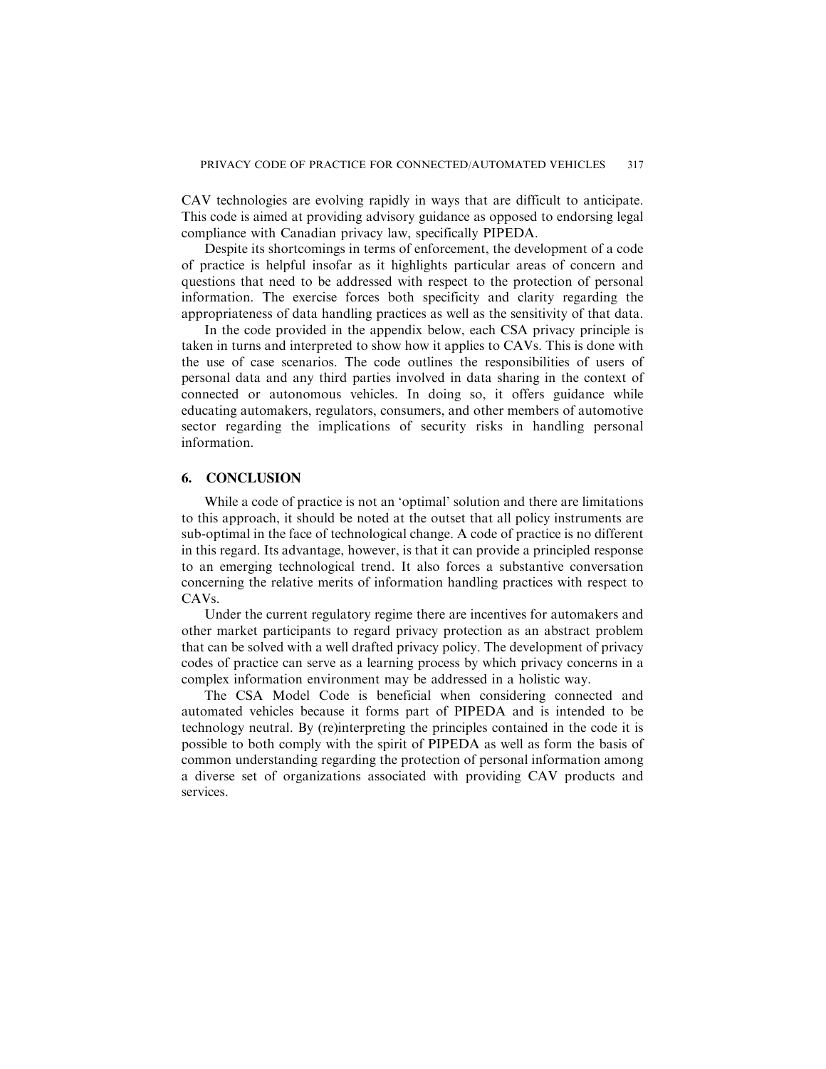CAV technologies are evolving rapidly in ways that are difficult to anticipate. This code is aimed at providing advisory guidance as opposed to endorsing legal compliance with Canadian privacy law, specifically PIPEDA.

Despite its shortcomings in terms of enforcement, the development of a code of practice is helpful insofar as it highlights particular areas of concern and questions that need to be addressed with respect to the protection of personal information. The exercise forces both specificity and clarity regarding the appropriateness of data handling practices as well as the sensitivity of that data.

In the code provided in the appendix below, each CSA privacy principle is taken in turns and interpreted to show how it applies to CAVs. This is done with the use of case scenarios. The code outlines the responsibilities of users of personal data and any third parties involved in data sharing in the context of connected or autonomous vehicles. In doing so, it offers guidance while educating automakers, regulators, consumers, and other members of automotive sector regarding the implications of security risks in handling personal information.

## 6. CONCLUSION

While a code of practice is not an 'optimal' solution and there are limitations to this approach, it should be noted at the outset that all policy instruments are sub-optimal in the face of technological change. A code of practice is no different in this regard. Its advantage, however, is that it can provide a principled response to an emerging technological trend. It also forces a substantive conversation concerning the relative merits of information handling practices with respect to CAVs.

Under the current regulatory regime there are incentives for automakers and other market participants to regard privacy protection as an abstract problem that can be solved with a well drafted privacy policy. The development of privacy codes of practice can serve as a learning process by which privacy concerns in a complex information environment may be addressed in a holistic way.

The CSA Model Code is beneficial when considering connected and automated vehicles because it forms part of PIPEDA and is intended to be technology neutral. By (re)interpreting the principles contained in the code it is possible to both comply with the spirit of PIPEDA as well as form the basis of common understanding regarding the protection of personal information among a diverse set of organizations associated with providing CAV products and services.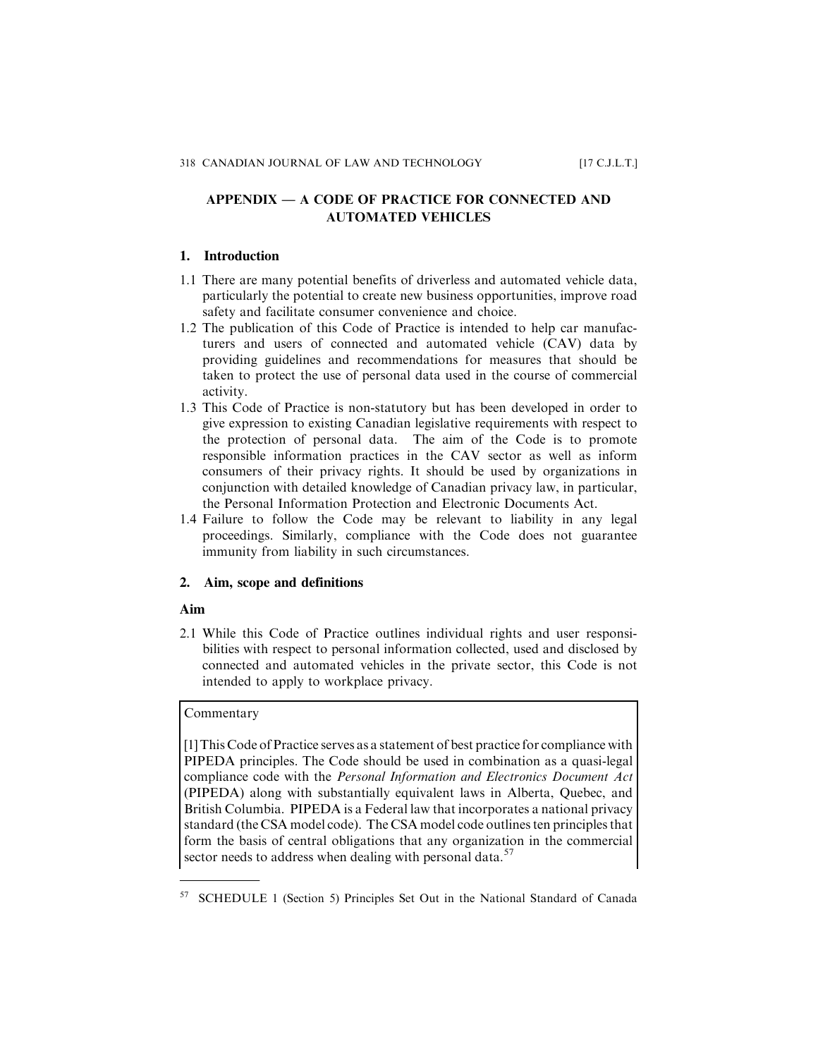## APPENDIX — A CODE OF PRACTICE FOR CONNECTED AND AUTOMATED VEHICLES

### 1. Introduction

1.1 There are many potential benefits of driverless and automated vehicle data, particularly the potential to create new business opportunities, improve road safety and facilitate consumer convenience and choice.

1.2 The publication of this Code of Practice is intended to help car manufacturers and users of connected and automated vehicle (CAV) data by providing guidelines and recommendations for measures that should be taken to protect the use of personal data used in the course of commercial activity.

1.3 This Code of Practice is non-statutory but has been developed in order to give expression to existing Canadian legislative requirements with respect to the protection of personal data. The aim of the Code is to promote responsible information practices in the CAV sector as well as inform consumers of their privacy rights. It should be used by organizations in conjunction with detailed knowledge of Canadian privacy law, in particular, the Personal Information Protection and Electronic Documents Act.

1.4 Failure to follow the Code may be relevant to liability in any legal proceedings. Similarly, compliance with the Code does not guarantee immunity from liability in such circumstances.

### 2. Aim, scope and definitions

#### Aim

2.1 While this Code of Practice outlines individual rights and user responsibilities with respect to personal information collected, used and disclosed by connected and automated vehicles in the private sector, this Code is not intended to apply to workplace privacy.

> Commentary
>
> [1] This Code of Practice serves as a statement of best practice for compliance with PIPEDA principles. The Code should be used in combination as a quasi-legal compliance code with the *Personal Information and Electronics Document Act* (PIPEDA) along with substantially equivalent laws in Alberta, Quebec, and British Columbia. PIPEDA is a Federal law that incorporates a national privacy standard (the CSA model code). The CSA model code outlines ten principles that form the basis of central obligations that any organization in the commercial sector needs to address when dealing with personal data.[57]

---

[57] SCHEDULE 1 (Section 5) Principles Set Out in the National Standard of Canada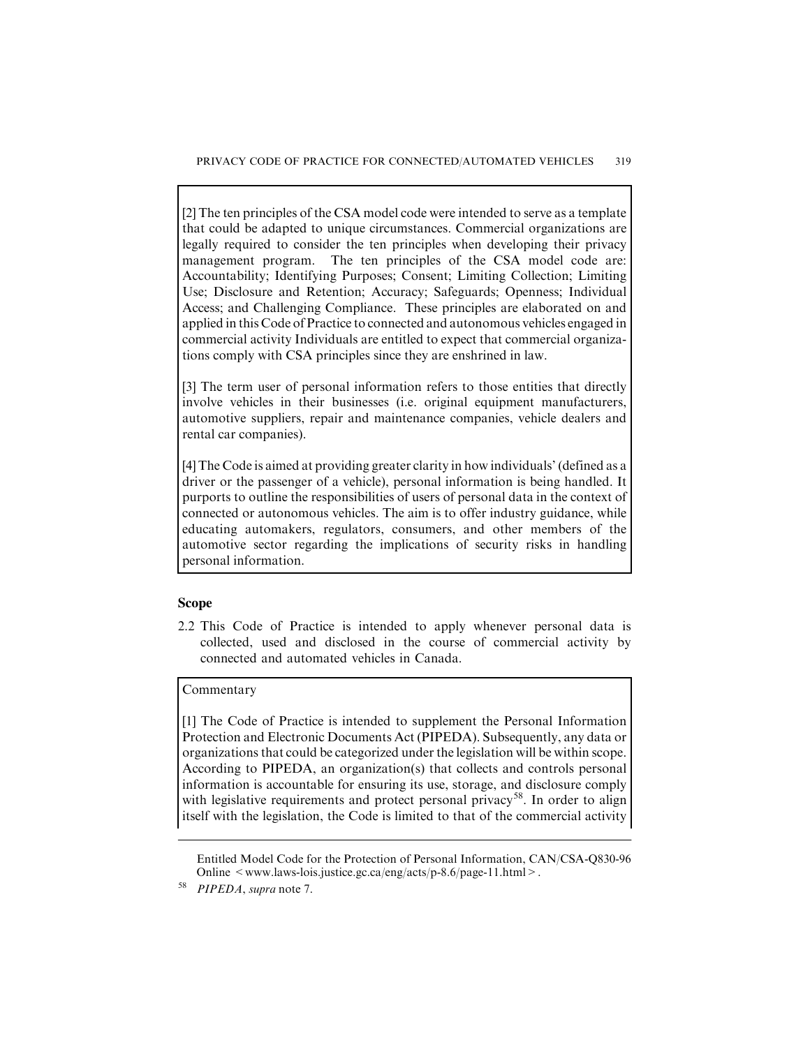[2] The ten principles of the CSA model code were intended to serve as a template that could be adapted to unique circumstances. Commercial organizations are legally required to consider the ten principles when developing their privacy management program. The ten principles of the CSA model code are: Accountability; Identifying Purposes; Consent; Limiting Collection; Limiting Use; Disclosure and Retention; Accuracy; Safeguards; Openness; Individual Access; and Challenging Compliance. These principles are elaborated on and applied in this Code of Practice to connected and autonomous vehicles engaged in commercial activity Individuals are entitled to expect that commercial organizations comply with CSA principles since they are enshrined in law.

[3] The term user of personal information refers to those entities that directly involve vehicles in their businesses (i.e. original equipment manufacturers, automotive suppliers, repair and maintenance companies, vehicle dealers and rental car companies).

[4] The Code is aimed at providing greater clarity in how individuals' (defined as a driver or the passenger of a vehicle), personal information is being handled. It purports to outline the responsibilities of users of personal data in the context of connected or autonomous vehicles. The aim is to offer industry guidance, while educating automakers, regulators, consumers, and other members of the automotive sector regarding the implications of security risks in handling personal information.

**Scope**

2.2 This Code of Practice is intended to apply whenever personal data is collected, used and disclosed in the course of commercial activity by connected and automated vehicles in Canada.

Commentary

[1] The Code of Practice is intended to supplement the Personal Information Protection and Electronic Documents Act (PIPEDA). Subsequently, any data or organizations that could be categorized under the legislation will be within scope. According to PIPEDA, an organization(s) that collects and controls personal information is accountable for ensuring its use, storage, and disclosure comply with legislative requirements and protect personal privacy[58]. In order to align itself with the legislation, the Code is limited to that of the commercial activity

---

Entitled Model Code for the Protection of Personal Information, CAN/CSA-Q830-96 Online < www.laws-lois.justice.gc.ca/eng/acts/p-8.6/page-11.html >.

[58] *PIPEDA*, *supra* note 7.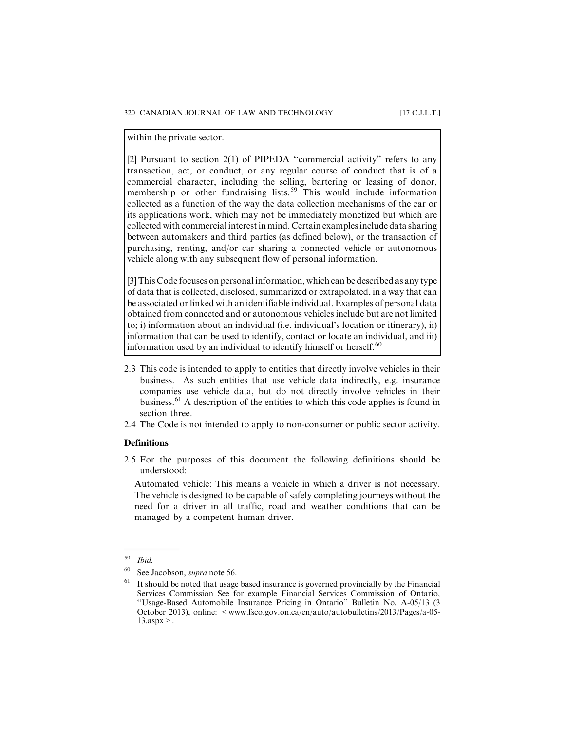within the private sector.

[2] Pursuant to section 2(1) of PIPEDA "commercial activity" refers to any transaction, act, or conduct, or any regular course of conduct that is of a commercial character, including the selling, bartering or leasing of donor, membership or other fundraising lists.[59] This would include information collected as a function of the way the data collection mechanisms of the car or its applications work, which may not be immediately monetized but which are collected with commercial interest in mind. Certain examples include data sharing between automakers and third parties (as defined below), or the transaction of purchasing, renting, and/or car sharing a connected vehicle or autonomous vehicle along with any subsequent flow of personal information.

[3] This Code focuses on personal information, which can be described as any type of data that is collected, disclosed, summarized or extrapolated, in a way that can be associated or linked with an identifiable individual. Examples of personal data obtained from connected and or autonomous vehicles include but are not limited to; i) information about an individual (i.e. individual's location or itinerary), ii) information that can be used to identify, contact or locate an individual, and iii) information used by an individual to identify himself or herself.[60]

2.3 This code is intended to apply to entities that directly involve vehicles in their business. As such entities that use vehicle data indirectly, e.g. insurance companies use vehicle data, but do not directly involve vehicles in their business.[61] A description of the entities to which this code applies is found in section three.

2.4 The Code is not intended to apply to non-consumer or public sector activity.

**Definitions**

2.5 For the purposes of this document the following definitions should be understood:

Automated vehicle: This means a vehicle in which a driver is not necessary. The vehicle is designed to be capable of safely completing journeys without the need for a driver in all traffic, road and weather conditions that can be managed by a competent human driver.

---

[59] *Ibid.*

[60] See Jacobson, *supra* note 56.

[61] It should be noted that usage based insurance is governed provincially by the Financial Services Commission See for example Financial Services Commission of Ontario, "Usage-Based Automobile Insurance Pricing in Ontario" Bulletin No. A-05/13 (3 October 2013), online: < www.fsco.gov.on.ca/en/auto/autobulletins/2013/Pages/a-05-13.aspx >.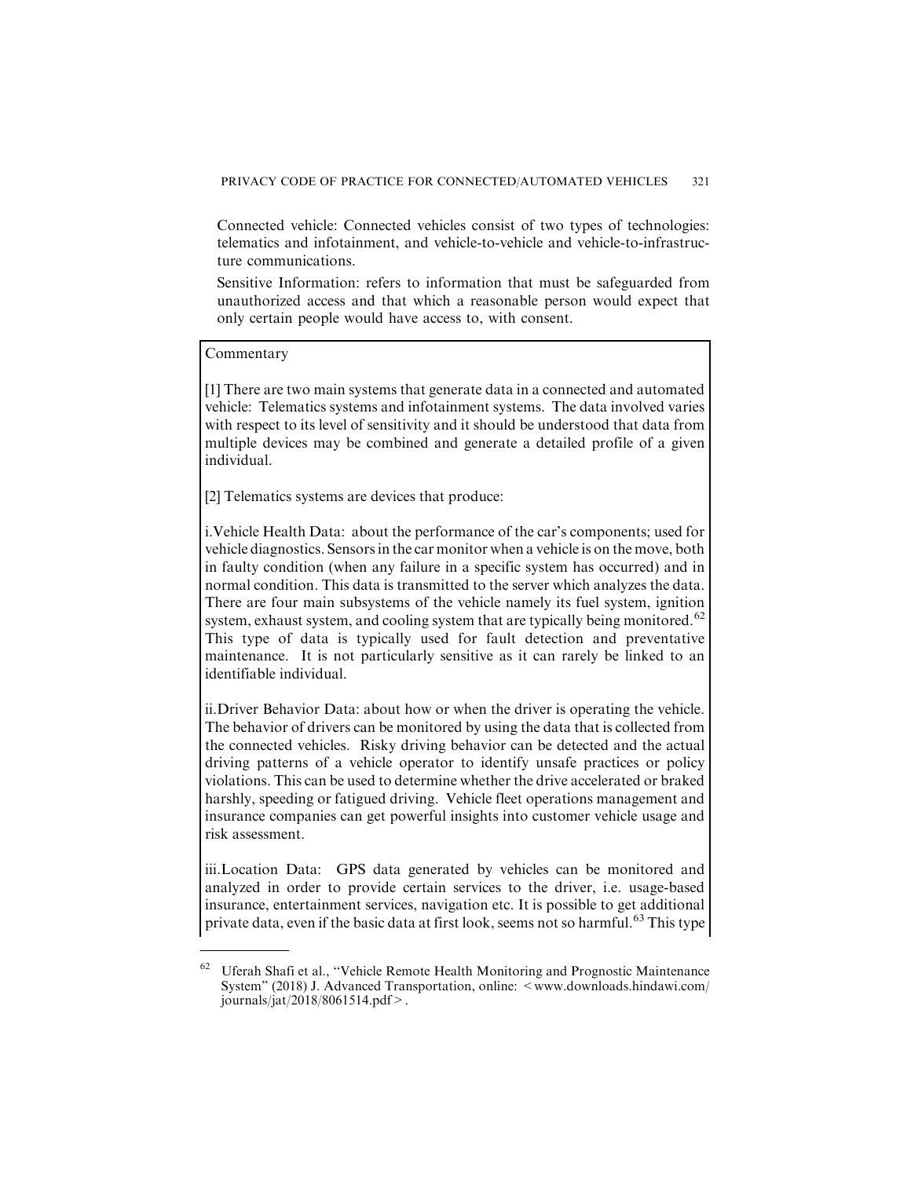Connected vehicle: Connected vehicles consist of two types of technologies: telematics and infotainment, and vehicle-to-vehicle and vehicle-to-infrastructure communications.

Sensitive Information: refers to information that must be safeguarded from unauthorized access and that which a reasonable person would expect that only certain people would have access to, with consent.

Commentary

[1] There are two main systems that generate data in a connected and automated vehicle: Telematics systems and infotainment systems. The data involved varies with respect to its level of sensitivity and it should be understood that data from multiple devices may be combined and generate a detailed profile of a given individual.

[2] Telematics systems are devices that produce:

i. Vehicle Health Data: about the performance of the car's components; used for vehicle diagnostics. Sensors in the car monitor when a vehicle is on the move, both in faulty condition (when any failure in a specific system has occurred) and in normal condition. This data is transmitted to the server which analyzes the data. There are four main subsystems of the vehicle namely its fuel system, ignition system, exhaust system, and cooling system that are typically being monitored.[62] This type of data is typically used for fault detection and preventative maintenance. It is not particularly sensitive as it can rarely be linked to an identifiable individual.

ii. Driver Behavior Data: about how or when the driver is operating the vehicle. The behavior of drivers can be monitored by using the data that is collected from the connected vehicles. Risky driving behavior can be detected and the actual driving patterns of a vehicle operator to identify unsafe practices or policy violations. This can be used to determine whether the drive accelerated or braked harshly, speeding or fatigued driving. Vehicle fleet operations management and insurance companies can get powerful insights into customer vehicle usage and risk assessment.

iii. Location Data: GPS data generated by vehicles can be monitored and analyzed in order to provide certain services to the driver, i.e. usage-based insurance, entertainment services, navigation etc. It is possible to get additional private data, even if the basic data at first look, seems not so harmful.[63] This type

[62] Uferah Shafi et al., "Vehicle Remote Health Monitoring and Prognostic Maintenance System" (2018) J. Advanced Transportation, online: <www.downloads.hindawi.com/journals/jat/2018/8061514.pdf>.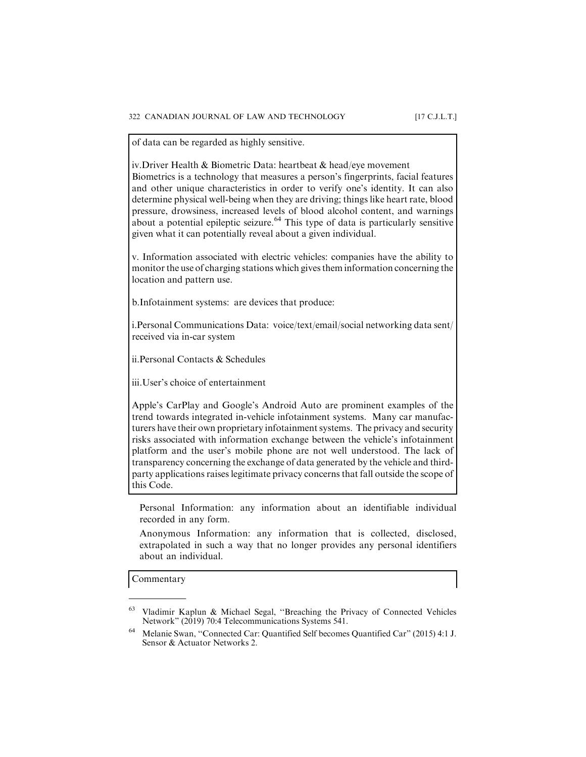of data can be regarded as highly sensitive.

iv.Driver Health & Biometric Data: heartbeat & head/eye movement
Biometrics is a technology that measures a person's fingerprints, facial features and other unique characteristics in order to verify one's identity. It can also determine physical well-being when they are driving; things like heart rate, blood pressure, drowsiness, increased levels of blood alcohol content, and warnings about a potential epileptic seizure.[64] This type of data is particularly sensitive given what it can potentially reveal about a given individual.

v. Information associated with electric vehicles: companies have the ability to monitor the use of charging stations which gives them information concerning the location and pattern use.

b.Infotainment systems: are devices that produce:

i.Personal Communications Data: voice/text/email/social networking data sent/received via in-car system

ii.Personal Contacts & Schedules

iii.User's choice of entertainment

Apple's CarPlay and Google's Android Auto are prominent examples of the trend towards integrated in-vehicle infotainment systems. Many car manufacturers have their own proprietary infotainment systems. The privacy and security risks associated with information exchange between the vehicle's infotainment platform and the user's mobile phone are not well understood. The lack of transparency concerning the exchange of data generated by the vehicle and third-party applications raises legitimate privacy concerns that fall outside the scope of this Code.

Personal Information: any information about an identifiable individual recorded in any form.

Anonymous Information: any information that is collected, disclosed, extrapolated in such a way that no longer provides any personal identifiers about an individual.

Commentary

---

[63] Vladimir Kaplun & Michael Segal, "Breaching the Privacy of Connected Vehicles Network" (2019) 70:4 Telecommunications Systems 541.

[64] Melanie Swan, "Connected Car: Quantified Self becomes Quantified Car" (2015) 4:1 J. Sensor & Actuator Networks 2.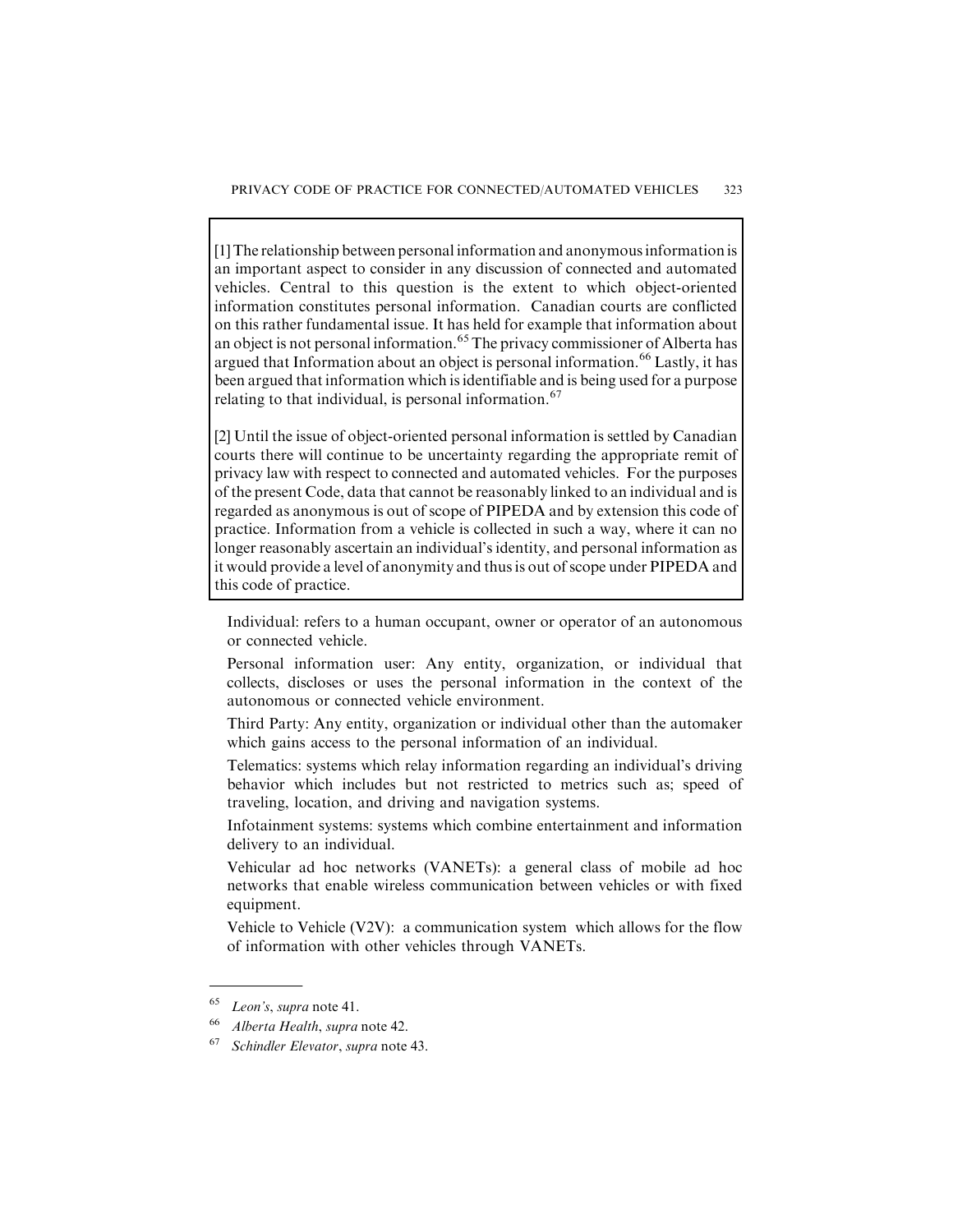[1] The relationship between personal information and anonymous information is an important aspect to consider in any discussion of connected and automated vehicles. Central to this question is the extent to which object-oriented information constitutes personal information. Canadian courts are conflicted on this rather fundamental issue. It has held for example that information about an object is not personal information.[65] The privacy commissioner of Alberta has argued that Information about an object is personal information.[66] Lastly, it has been argued that information which is identifiable and is being used for a purpose relating to that individual, is personal information.[67]

[2] Until the issue of object-oriented personal information is settled by Canadian courts there will continue to be uncertainty regarding the appropriate remit of privacy law with respect to connected and automated vehicles. For the purposes of the present Code, data that cannot be reasonably linked to an individual and is regarded as anonymous is out of scope of PIPEDA and by extension this code of practice. Information from a vehicle is collected in such a way, where it can no longer reasonably ascertain an individual's identity, and personal information as it would provide a level of anonymity and thus is out of scope under PIPEDA and this code of practice.

Individual: refers to a human occupant, owner or operator of an autonomous or connected vehicle.

Personal information user: Any entity, organization, or individual that collects, discloses or uses the personal information in the context of the autonomous or connected vehicle environment.

Third Party: Any entity, organization or individual other than the automaker which gains access to the personal information of an individual.

Telematics: systems which relay information regarding an individual's driving behavior which includes but not restricted to metrics such as; speed of traveling, location, and driving and navigation systems.

Infotainment systems: systems which combine entertainment and information delivery to an individual.

Vehicular ad hoc networks (VANETs): a general class of mobile ad hoc networks that enable wireless communication between vehicles or with fixed equipment.

Vehicle to Vehicle (V2V): a communication system which allows for the flow of information with other vehicles through VANETs.

---

[65] *Leon's*, *supra* note 41.

[66] *Alberta Health*, *supra* note 42.

[67] *Schindler Elevator*, *supra* note 43.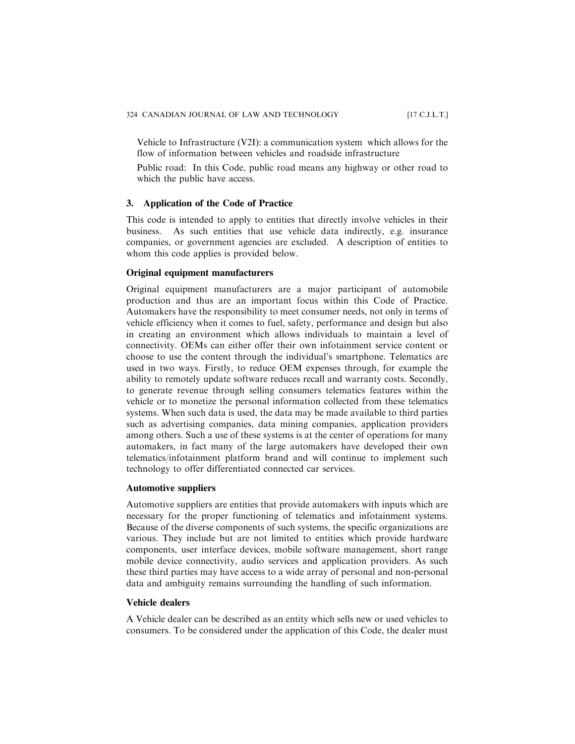Vehicle to Infrastructure (V2I): a communication system which allows for the flow of information between vehicles and roadside infrastructure

Public road: In this Code, public road means any highway or other road to which the public have access.

## 3. Application of the Code of Practice

This code is intended to apply to entities that directly involve vehicles in their business. As such entities that use vehicle data indirectly, e.g. insurance companies, or government agencies are excluded. A description of entities to whom this code applies is provided below.

### Original equipment manufacturers

Original equipment manufacturers are a major participant of automobile production and thus are an important focus within this Code of Practice. Automakers have the responsibility to meet consumer needs, not only in terms of vehicle efficiency when it comes to fuel, safety, performance and design but also in creating an environment which allows individuals to maintain a level of connectivity. OEMs can either offer their own infotainment service content or choose to use the content through the individual's smartphone. Telematics are used in two ways. Firstly, to reduce OEM expenses through, for example the ability to remotely update software reduces recall and warranty costs. Secondly, to generate revenue through selling consumers telematics features within the vehicle or to monetize the personal information collected from these telematics systems. When such data is used, the data may be made available to third parties such as advertising companies, data mining companies, application providers among others. Such a use of these systems is at the center of operations for many automakers, in fact many of the large automakers have developed their own telematics/infotainment platform brand and will continue to implement such technology to offer differentiated connected car services.

### Automotive suppliers

Automotive suppliers are entities that provide automakers with inputs which are necessary for the proper functioning of telematics and infotainment systems. Because of the diverse components of such systems, the specific organizations are various. They include but are not limited to entities which provide hardware components, user interface devices, mobile software management, short range mobile device connectivity, audio services and application providers. As such these third parties may have access to a wide array of personal and non-personal data and ambiguity remains surrounding the handling of such information.

### Vehicle dealers

A Vehicle dealer can be described as an entity which sells new or used vehicles to consumers. To be considered under the application of this Code, the dealer must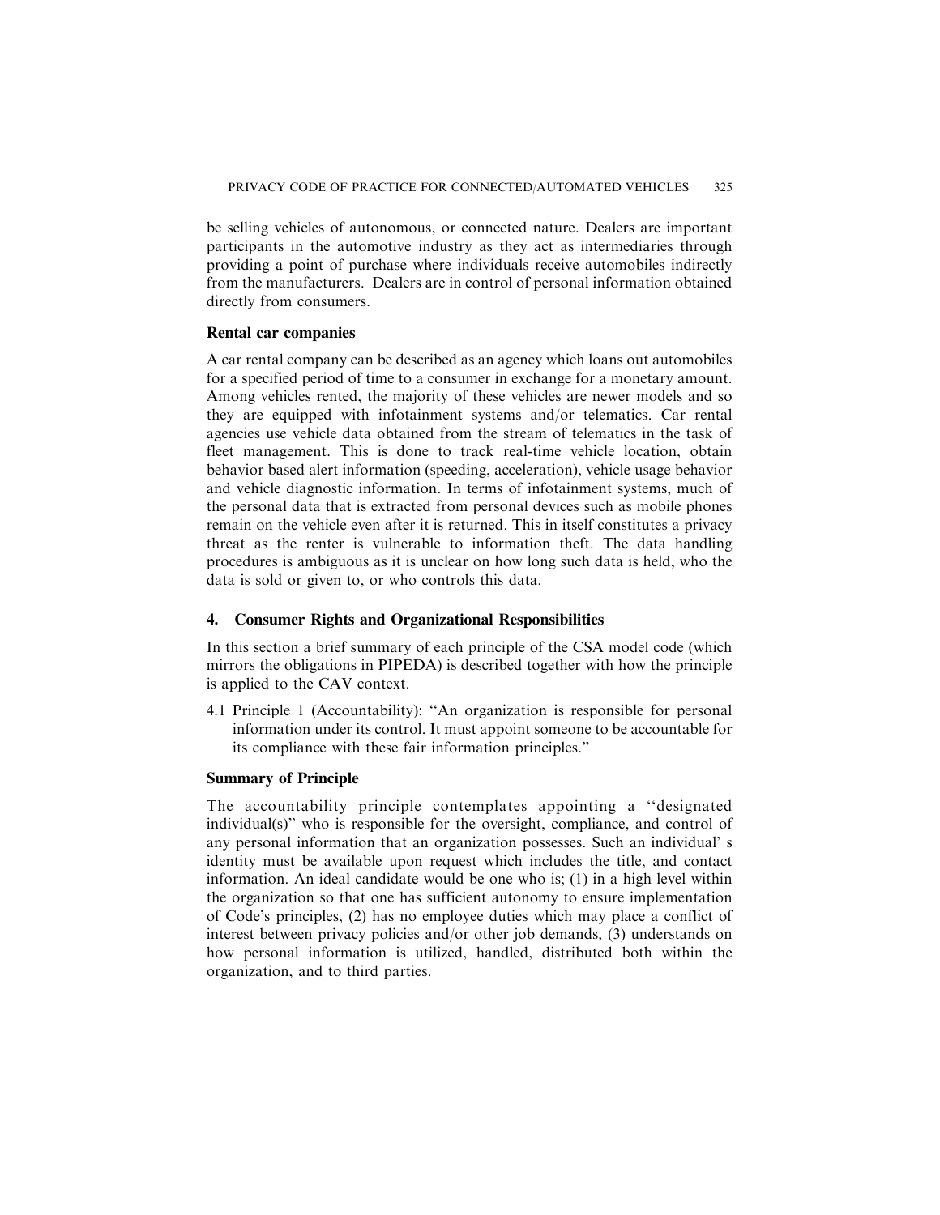be selling vehicles of autonomous, or connected nature. Dealers are important participants in the automotive industry as they act as intermediaries through providing a point of purchase where individuals receive automobiles indirectly from the manufacturers. Dealers are in control of personal information obtained directly from consumers.

### Rental car companies

A car rental company can be described as an agency which loans out automobiles for a specified period of time to a consumer in exchange for a monetary amount. Among vehicles rented, the majority of these vehicles are newer models and so they are equipped with infotainment systems and/or telematics. Car rental agencies use vehicle data obtained from the stream of telematics in the task of fleet management. This is done to track real-time vehicle location, obtain behavior based alert information (speeding, acceleration), vehicle usage behavior and vehicle diagnostic information. In terms of infotainment systems, much of the personal data that is extracted from personal devices such as mobile phones remain on the vehicle even after it is returned. This in itself constitutes a privacy threat as the renter is vulnerable to information theft. The data handling procedures is ambiguous as it is unclear on how long such data is held, who the data is sold or given to, or who controls this data.

## 4. Consumer Rights and Organizational Responsibilities

In this section a brief summary of each principle of the CSA model code (which mirrors the obligations in PIPEDA) is described together with how the principle is applied to the CAV context.

4.1 Principle 1 (Accountability): "An organization is responsible for personal information under its control. It must appoint someone to be accountable for its compliance with these fair information principles."

### Summary of Principle

The accountability principle contemplates appointing a "designated individual(s)" who is responsible for the oversight, compliance, and control of any personal information that an organization possesses. Such an individual' s identity must be available upon request which includes the title, and contact information. An ideal candidate would be one who is; (1) in a high level within the organization so that one has sufficient autonomy to ensure implementation of Code's principles, (2) has no employee duties which may place a conflict of interest between privacy policies and/or other job demands, (3) understands on how personal information is utilized, handled, distributed both within the organization, and to third parties.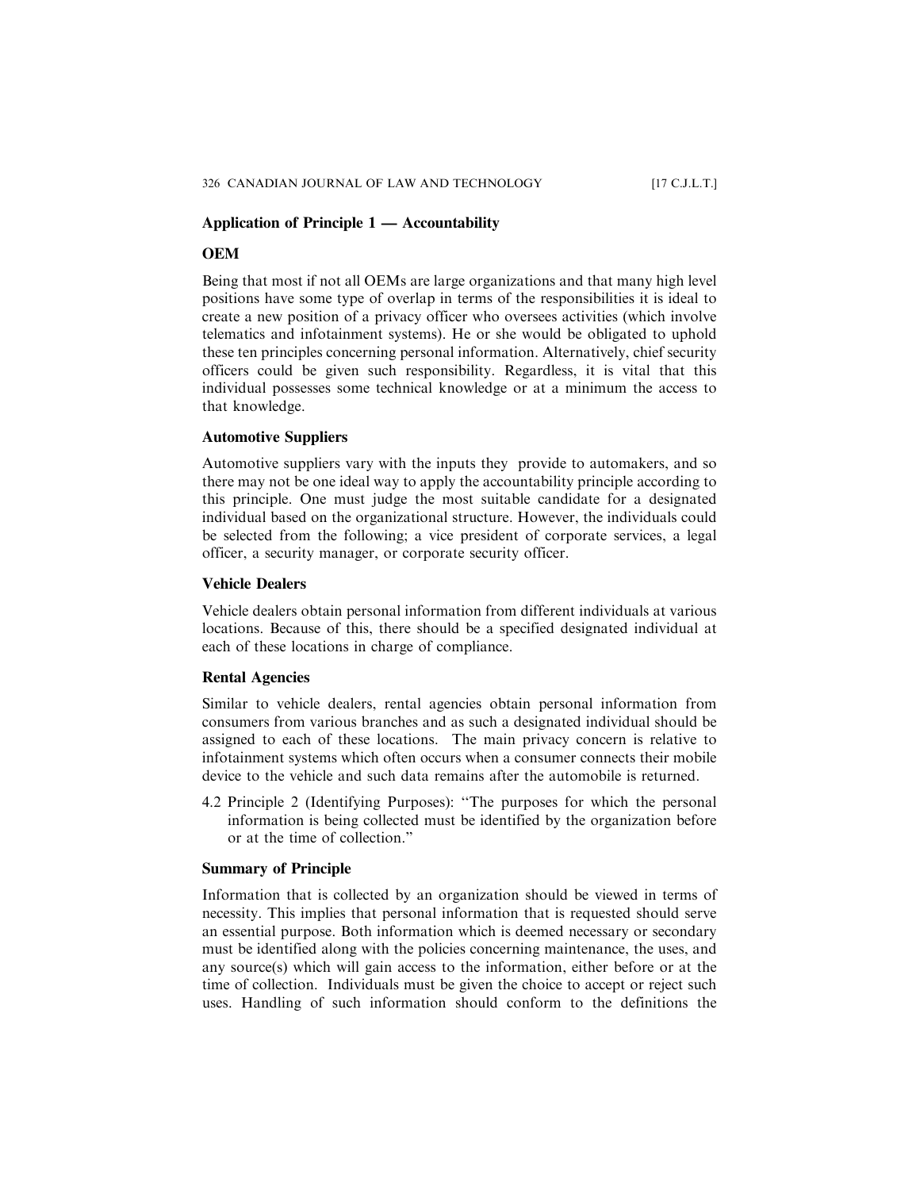### Application of Principle 1 — Accountability

#### OEM

Being that most if not all OEMs are large organizations and that many high level positions have some type of overlap in terms of the responsibilities it is ideal to create a new position of a privacy officer who oversees activities (which involve telematics and infotainment systems). He or she would be obligated to uphold these ten principles concerning personal information. Alternatively, chief security officers could be given such responsibility. Regardless, it is vital that this individual possesses some technical knowledge or at a minimum the access to that knowledge.

#### Automotive Suppliers

Automotive suppliers vary with the inputs they provide to automakers, and so there may not be one ideal way to apply the accountability principle according to this principle. One must judge the most suitable candidate for a designated individual based on the organizational structure. However, the individuals could be selected from the following; a vice president of corporate services, a legal officer, a security manager, or corporate security officer.

#### Vehicle Dealers

Vehicle dealers obtain personal information from different individuals at various locations. Because of this, there should be a specified designated individual at each of these locations in charge of compliance.

#### Rental Agencies

Similar to vehicle dealers, rental agencies obtain personal information from consumers from various branches and as such a designated individual should be assigned to each of these locations. The main privacy concern is relative to infotainment systems which often occurs when a consumer connects their mobile device to the vehicle and such data remains after the automobile is returned.

4.2 Principle 2 (Identifying Purposes): "The purposes for which the personal information is being collected must be identified by the organization before or at the time of collection."

#### Summary of Principle

Information that is collected by an organization should be viewed in terms of necessity. This implies that personal information that is requested should serve an essential purpose. Both information which is deemed necessary or secondary must be identified along with the policies concerning maintenance, the uses, and any source(s) which will gain access to the information, either before or at the time of collection. Individuals must be given the choice to accept or reject such uses. Handling of such information should conform to the definitions the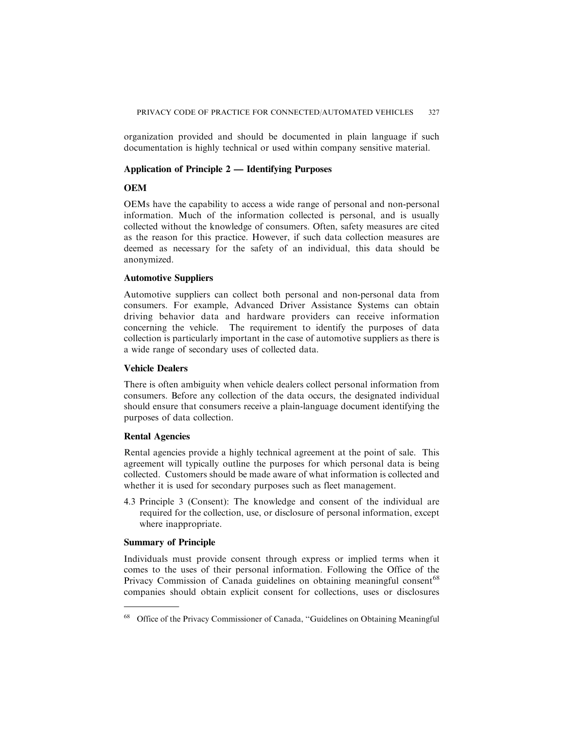organization provided and should be documented in plain language if such documentation is highly technical or used within company sensitive material.

### Application of Principle 2 — Identifying Purposes

#### OEM

OEMs have the capability to access a wide range of personal and non-personal information. Much of the information collected is personal, and is usually collected without the knowledge of consumers. Often, safety measures are cited as the reason for this practice. However, if such data collection measures are deemed as necessary for the safety of an individual, this data should be anonymized.

#### Automotive Suppliers

Automotive suppliers can collect both personal and non-personal data from consumers. For example, Advanced Driver Assistance Systems can obtain driving behavior data and hardware providers can receive information concerning the vehicle. The requirement to identify the purposes of data collection is particularly important in the case of automotive suppliers as there is a wide range of secondary uses of collected data.

#### Vehicle Dealers

There is often ambiguity when vehicle dealers collect personal information from consumers. Before any collection of the data occurs, the designated individual should ensure that consumers receive a plain-language document identifying the purposes of data collection.

#### Rental Agencies

Rental agencies provide a highly technical agreement at the point of sale. This agreement will typically outline the purposes for which personal data is being collected. Customers should be made aware of what information is collected and whether it is used for secondary purposes such as fleet management.

4.3 Principle 3 (Consent): The knowledge and consent of the individual are required for the collection, use, or disclosure of personal information, except where inappropriate.

### Summary of Principle

Individuals must provide consent through express or implied terms when it comes to the uses of their personal information. Following the Office of the Privacy Commission of Canada guidelines on obtaining meaningful consent[68] companies should obtain explicit consent for collections, uses or disclosures

[68] Office of the Privacy Commissioner of Canada, "Guidelines on Obtaining Meaningful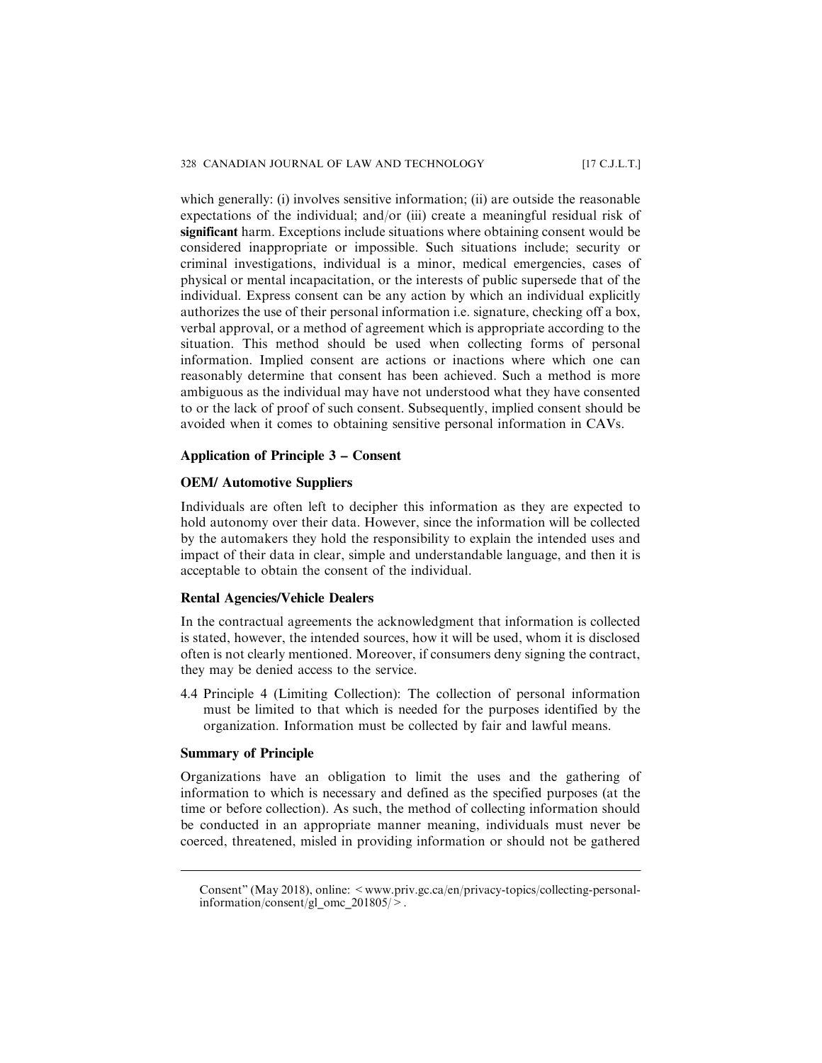which generally: (i) involves sensitive information; (ii) are outside the reasonable expectations of the individual; and/or (iii) create a meaningful residual risk of **significant** harm. Exceptions include situations where obtaining consent would be considered inappropriate or impossible. Such situations include; security or criminal investigations, individual is a minor, medical emergencies, cases of physical or mental incapacitation, or the interests of public supersede that of the individual. Express consent can be any action by which an individual explicitly authorizes the use of their personal information i.e. signature, checking off a box, verbal approval, or a method of agreement which is appropriate according to the situation. This method should be used when collecting forms of personal information. Implied consent are actions or inactions where which one can reasonably determine that consent has been achieved. Such a method is more ambiguous as the individual may have not understood what they have consented to or the lack of proof of such consent. Subsequently, implied consent should be avoided when it comes to obtaining sensitive personal information in CAVs.

### Application of Principle 3 – Consent

### OEM/ Automotive Suppliers

Individuals are often left to decipher this information as they are expected to hold autonomy over their data. However, since the information will be collected by the automakers they hold the responsibility to explain the intended uses and impact of their data in clear, simple and understandable language, and then it is acceptable to obtain the consent of the individual.

### Rental Agencies/Vehicle Dealers

In the contractual agreements the acknowledgment that information is collected is stated, however, the intended sources, how it will be used, whom it is disclosed often is not clearly mentioned. Moreover, if consumers deny signing the contract, they may be denied access to the service.

4.4 Principle 4 (Limiting Collection): The collection of personal information must be limited to that which is needed for the purposes identified by the organization. Information must be collected by fair and lawful means.

### Summary of Principle

Organizations have an obligation to limit the uses and the gathering of information to which is necessary and defined as the specified purposes (at the time or before collection). As such, the method of collecting information should be conducted in an appropriate manner meaning, individuals must never be coerced, threatened, misled in providing information or should not be gathered

---

Consent" (May 2018), online: < www.priv.gc.ca/en/privacy-topics/collecting-personal-information/consent/gl_omc_201805/ >.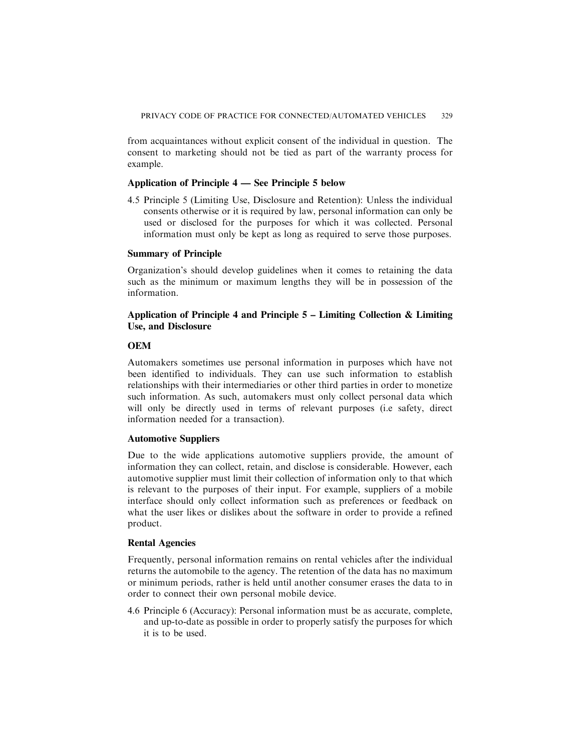from acquaintances without explicit consent of the individual in question. The consent to marketing should not be tied as part of the warranty process for example.

### Application of Principle 4 — See Principle 5 below

4.5 Principle 5 (Limiting Use, Disclosure and Retention): Unless the individual consents otherwise or it is required by law, personal information can only be used or disclosed for the purposes for which it was collected. Personal information must only be kept as long as required to serve those purposes.

### Summary of Principle

Organization's should develop guidelines when it comes to retaining the data such as the minimum or maximum lengths they will be in possession of the information.

### Application of Principle 4 and Principle 5 – Limiting Collection & Limiting Use, and Disclosure

### OEM

Automakers sometimes use personal information in purposes which have not been identified to individuals. They can use such information to establish relationships with their intermediaries or other third parties in order to monetize such information. As such, automakers must only collect personal data which will only be directly used in terms of relevant purposes (i.e safety, direct information needed for a transaction).

### Automotive Suppliers

Due to the wide applications automotive suppliers provide, the amount of information they can collect, retain, and disclose is considerable. However, each automotive supplier must limit their collection of information only to that which is relevant to the purposes of their input. For example, suppliers of a mobile interface should only collect information such as preferences or feedback on what the user likes or dislikes about the software in order to provide a refined product.

### Rental Agencies

Frequently, personal information remains on rental vehicles after the individual returns the automobile to the agency. The retention of the data has no maximum or minimum periods, rather is held until another consumer erases the data to in order to connect their own personal mobile device.

4.6 Principle 6 (Accuracy): Personal information must be as accurate, complete, and up-to-date as possible in order to properly satisfy the purposes for which it is to be used.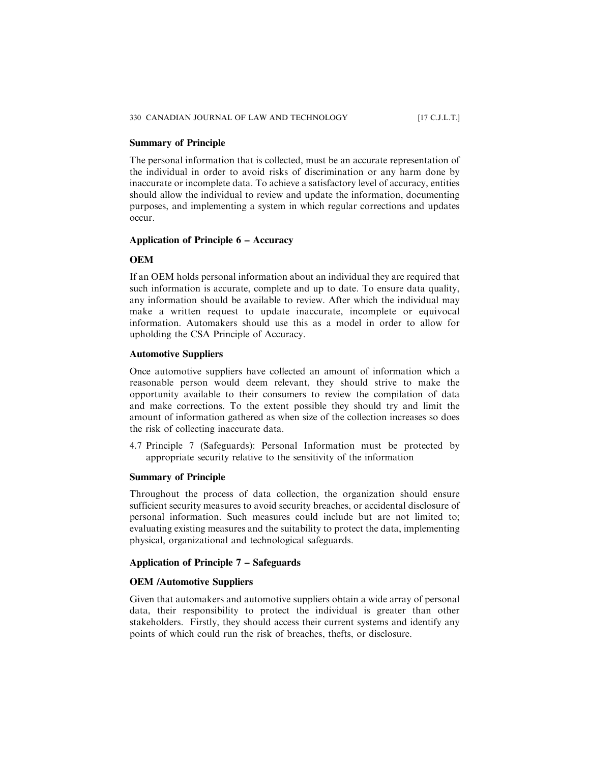### Summary of Principle

The personal information that is collected, must be an accurate representation of the individual in order to avoid risks of discrimination or any harm done by inaccurate or incomplete data. To achieve a satisfactory level of accuracy, entities should allow the individual to review and update the information, documenting purposes, and implementing a system in which regular corrections and updates occur.

### Application of Principle 6 – Accuracy

#### OEM

If an OEM holds personal information about an individual they are required that such information is accurate, complete and up to date. To ensure data quality, any information should be available to review. After which the individual may make a written request to update inaccurate, incomplete or equivocal information. Automakers should use this as a model in order to allow for upholding the CSA Principle of Accuracy.

#### Automotive Suppliers

Once automotive suppliers have collected an amount of information which a reasonable person would deem relevant, they should strive to make the opportunity available to their consumers to review the compilation of data and make corrections. To the extent possible they should try and limit the amount of information gathered as when size of the collection increases so does the risk of collecting inaccurate data.

4.7 Principle 7 (Safeguards): Personal Information must be protected by appropriate security relative to the sensitivity of the information

### Summary of Principle

Throughout the process of data collection, the organization should ensure sufficient security measures to avoid security breaches, or accidental disclosure of personal information. Such measures could include but are not limited to; evaluating existing measures and the suitability to protect the data, implementing physical, organizational and technological safeguards.

### Application of Principle 7 – Safeguards

#### OEM /Automotive Suppliers

Given that automakers and automotive suppliers obtain a wide array of personal data, their responsibility to protect the individual is greater than other stakeholders. Firstly, they should access their current systems and identify any points of which could run the risk of breaches, thefts, or disclosure.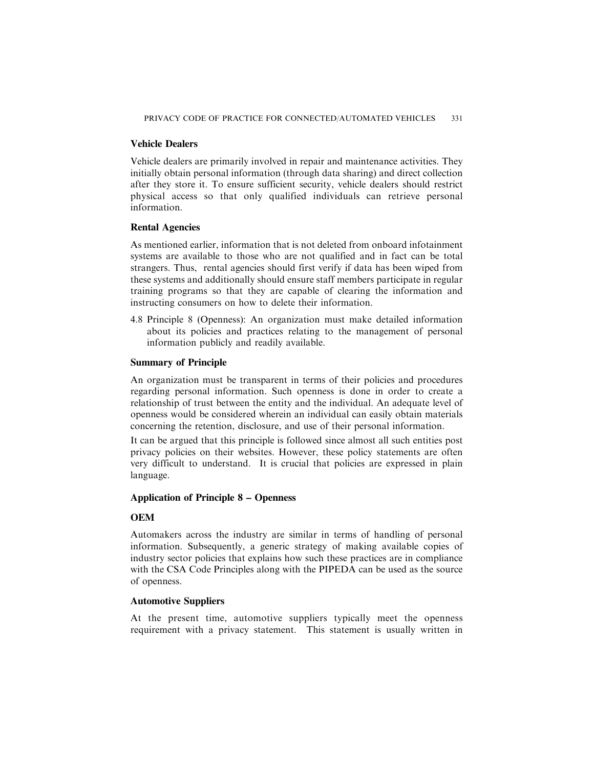### Vehicle Dealers

Vehicle dealers are primarily involved in repair and maintenance activities. They initially obtain personal information (through data sharing) and direct collection after they store it. To ensure sufficient security, vehicle dealers should restrict physical access so that only qualified individuals can retrieve personal information.

### Rental Agencies

As mentioned earlier, information that is not deleted from onboard infotainment systems are available to those who are not qualified and in fact can be total strangers. Thus, rental agencies should first verify if data has been wiped from these systems and additionally should ensure staff members participate in regular training programs so that they are capable of clearing the information and instructing consumers on how to delete their information.

4.8 Principle 8 (Openness): An organization must make detailed information about its policies and practices relating to the management of personal information publicly and readily available.

### Summary of Principle

An organization must be transparent in terms of their policies and procedures regarding personal information. Such openness is done in order to create a relationship of trust between the entity and the individual. An adequate level of openness would be considered wherein an individual can easily obtain materials concerning the retention, disclosure, and use of their personal information.

It can be argued that this principle is followed since almost all such entities post privacy policies on their websites. However, these policy statements are often very difficult to understand. It is crucial that policies are expressed in plain language.

### Application of Principle 8 – Openness

### OEM

Automakers across the industry are similar in terms of handling of personal information. Subsequently, a generic strategy of making available copies of industry sector policies that explains how such these practices are in compliance with the CSA Code Principles along with the PIPEDA can be used as the source of openness.

### Automotive Suppliers

At the present time, automotive suppliers typically meet the openness requirement with a privacy statement. This statement is usually written in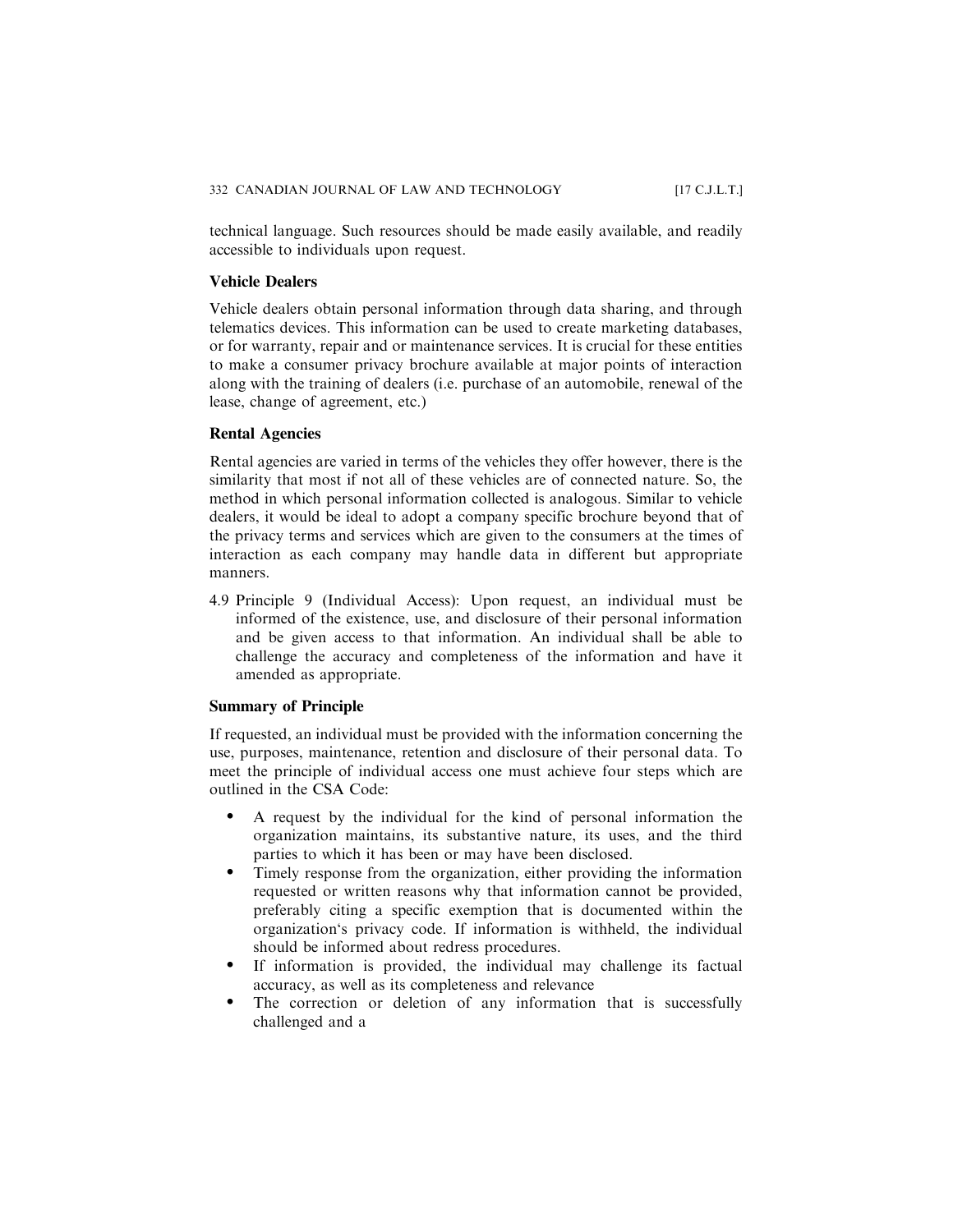technical language. Such resources should be made easily available, and readily accessible to individuals upon request.

### Vehicle Dealers

Vehicle dealers obtain personal information through data sharing, and through telematics devices. This information can be used to create marketing databases, or for warranty, repair and or maintenance services. It is crucial for these entities to make a consumer privacy brochure available at major points of interaction along with the training of dealers (i.e. purchase of an automobile, renewal of the lease, change of agreement, etc.)

### Rental Agencies

Rental agencies are varied in terms of the vehicles they offer however, there is the similarity that most if not all of these vehicles are of connected nature. So, the method in which personal information collected is analogous. Similar to vehicle dealers, it would be ideal to adopt a company specific brochure beyond that of the privacy terms and services which are given to the consumers at the times of interaction as each company may handle data in different but appropriate manners.

4.9 Principle 9 (Individual Access): Upon request, an individual must be informed of the existence, use, and disclosure of their personal information and be given access to that information. An individual shall be able to challenge the accuracy and completeness of the information and have it amended as appropriate.

### Summary of Principle

If requested, an individual must be provided with the information concerning the use, purposes, maintenance, retention and disclosure of their personal data. To meet the principle of individual access one must achieve four steps which are outlined in the CSA Code:

- A request by the individual for the kind of personal information the organization maintains, its substantive nature, its uses, and the third parties to which it has been or may have been disclosed.
- Timely response from the organization, either providing the information requested or written reasons why that information cannot be provided, preferably citing a specific exemption that is documented within the organization's privacy code. If information is withheld, the individual should be informed about redress procedures.
- If information is provided, the individual may challenge its factual accuracy, as well as its completeness and relevance
- The correction or deletion of any information that is successfully challenged and a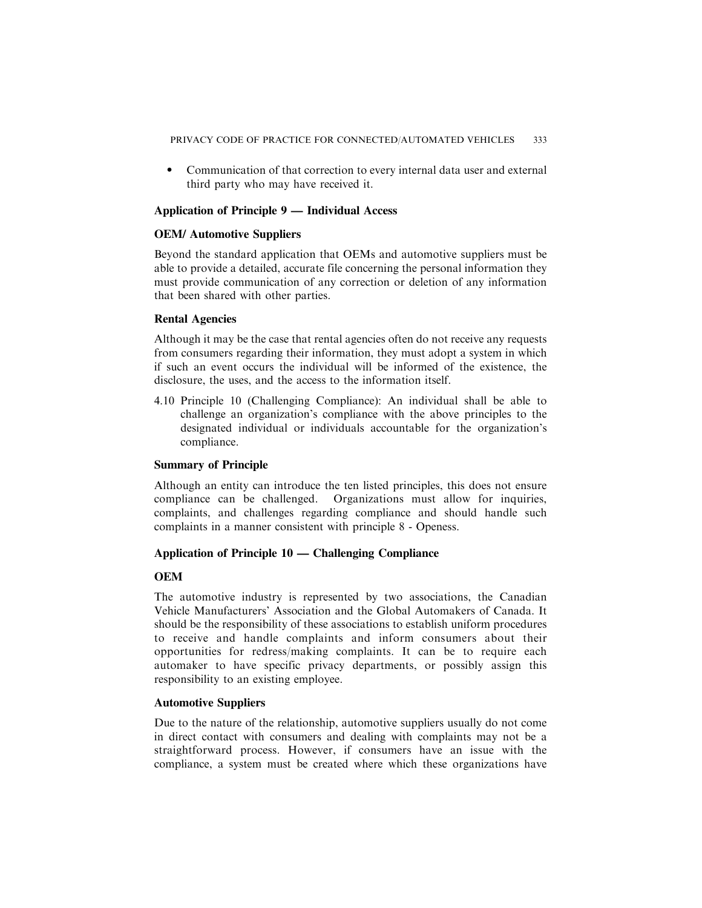- Communication of that correction to every internal data user and external third party who may have received it.

### Application of Principle 9 — Individual Access

#### OEM/ Automotive Suppliers

Beyond the standard application that OEMs and automotive suppliers must be able to provide a detailed, accurate file concerning the personal information they must provide communication of any correction or deletion of any information that been shared with other parties.

#### Rental Agencies

Although it may be the case that rental agencies often do not receive any requests from consumers regarding their information, they must adopt a system in which if such an event occurs the individual will be informed of the existence, the disclosure, the uses, and the access to the information itself.

4.10 Principle 10 (Challenging Compliance): An individual shall be able to challenge an organization's compliance with the above principles to the designated individual or individuals accountable for the organization's compliance.

### Summary of Principle

Although an entity can introduce the ten listed principles, this does not ensure compliance can be challenged. Organizations must allow for inquiries, complaints, and challenges regarding compliance and should handle such complaints in a manner consistent with principle 8 - Openess.

### Application of Principle 10 — Challenging Compliance

#### OEM

The automotive industry is represented by two associations, the Canadian Vehicle Manufacturers' Association and the Global Automakers of Canada. It should be the responsibility of these associations to establish uniform procedures to receive and handle complaints and inform consumers about their opportunities for redress/making complaints. It can be to require each automaker to have specific privacy departments, or possibly assign this responsibility to an existing employee.

#### Automotive Suppliers

Due to the nature of the relationship, automotive suppliers usually do not come in direct contact with consumers and dealing with complaints may not be a straightforward process. However, if consumers have an issue with the compliance, a system must be created where which these organizations have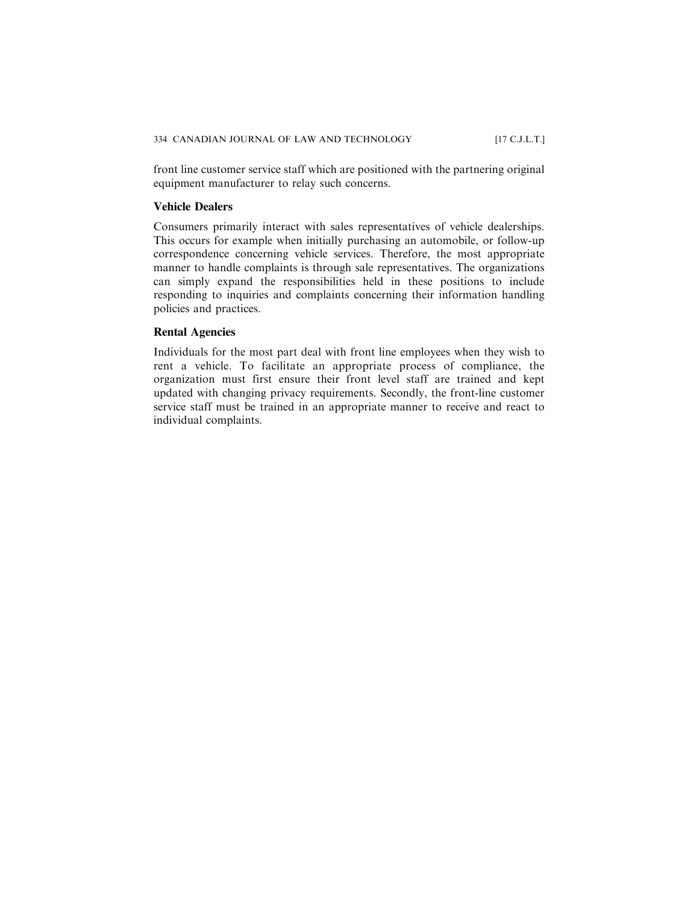front line customer service staff which are positioned with the partnering original equipment manufacturer to relay such concerns.

### Vehicle Dealers

Consumers primarily interact with sales representatives of vehicle dealerships. This occurs for example when initially purchasing an automobile, or follow-up correspondence concerning vehicle services. Therefore, the most appropriate manner to handle complaints is through sale representatives. The organizations can simply expand the responsibilities held in these positions to include responding to inquiries and complaints concerning their information handling policies and practices.

### Rental Agencies

Individuals for the most part deal with front line employees when they wish to rent a vehicle. To facilitate an appropriate process of compliance, the organization must first ensure their front level staff are trained and kept updated with changing privacy requirements. Secondly, the front-line customer service staff must be trained in an appropriate manner to receive and react to individual complaints.